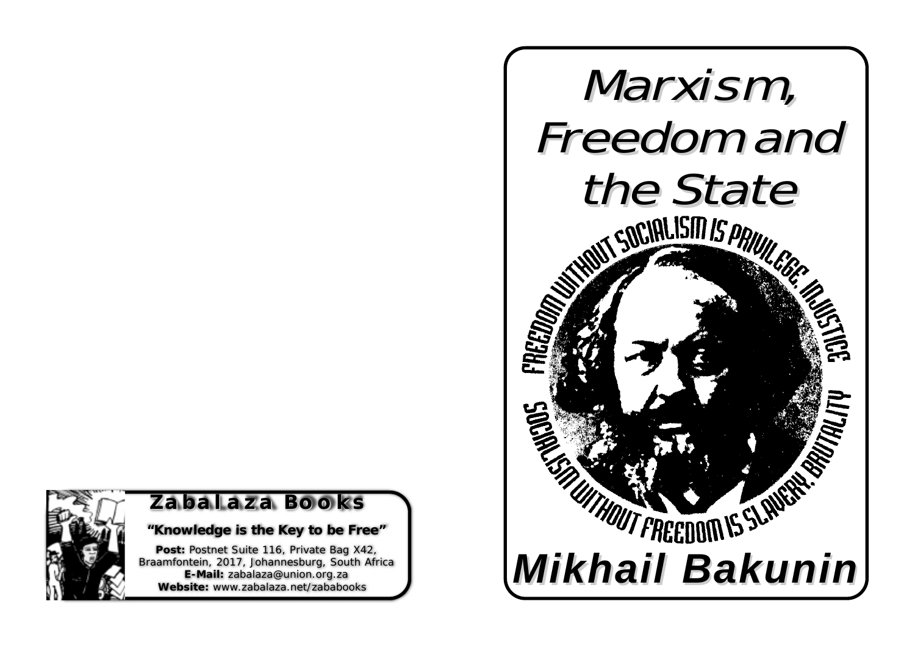**Zabalaza Books**

**"Knowledge is the Key to be Free"**

**Post:** Postnet Suite 116, Private Bag X42, Braamfontein, 2017, Johannesburg, South Africa
**E-Mail:** zabalaza@union.org.za
**Website:** www.zabalaza.net/zababooks

# *Marxism, Freedom and the State*

FREEDOM WITHOUT SOCIALISM IS PRIVILEGE, INJUSTICE

SOCIALISM WITHOUT FREEDOM IS SLAVERY, BRUTALITY

## *Mikhail Bakunin*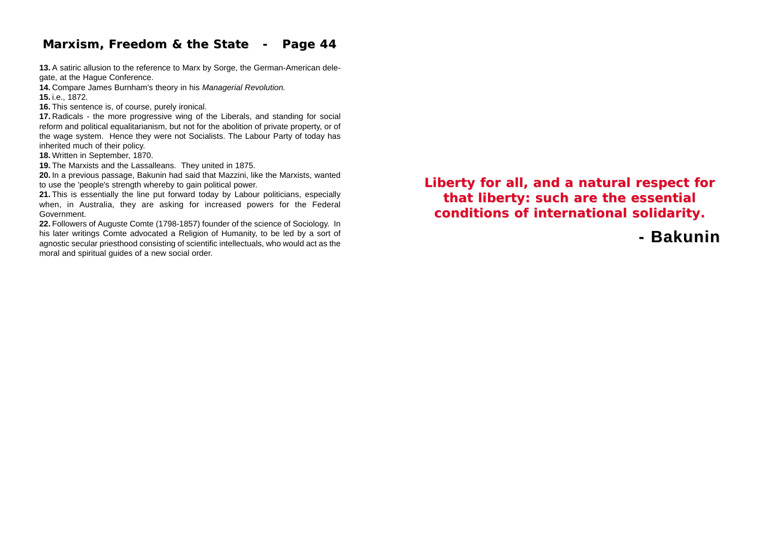**13.** A satiric allusion to the reference to Marx by Sorge, the German-American delegate, at the Hague Conference.

**14.** Compare James Burnham's theory in his *Managerial Revolution.*

**15.** i.e., 1872.

**16.** This sentence is, of course, purely ironical.

**17.** Radicals - the more progressive wing of the Liberals, and standing for social reform and political equalitarianism, but not for the abolition of private property, or of the wage system. Hence they were not Socialists. The Labour Party of today has inherited much of their policy.

**18.** Written in September, 1870.

**19.** The Marxists and the Lassalleans. They united in 1875.

**20.** In a previous passage, Bakunin had said that Mazzini, like the Marxists, wanted to use the 'people's strength whereby to gain political power.

**21.** This is essentially the line put forward today by Labour politicians, especially when, in Australia, they are asking for increased powers for the Federal Government.

**22.** Followers of Auguste Comte (1798-1857) founder of the science of Sociology. In his later writings Comte advocated a Religion of Humanity, to be led by a sort of agnostic secular priesthood consisting of scientific intellectuals, who would act as the moral and spiritual guides of a new social order.

**Liberty for all, and a natural respect for that liberty: such are the essential conditions of international solidarity.**

**- Bakunin**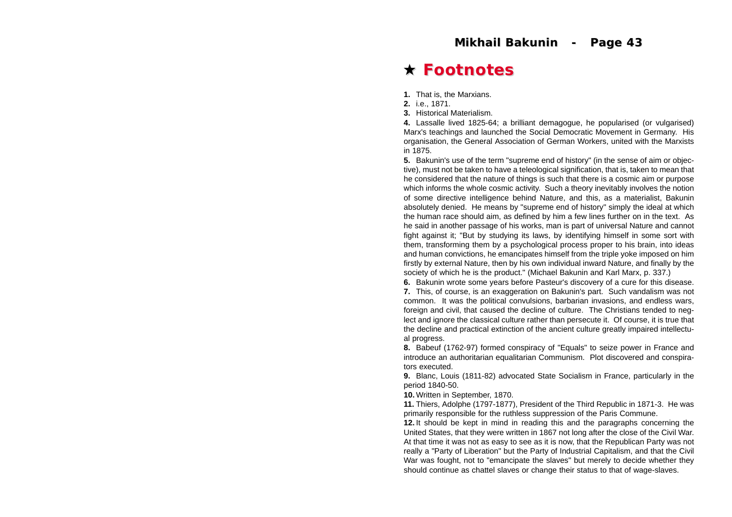# ★ Footnotes

**1.** That is, the Marxians.

**2.** i.e., 1871.

**3.** Historical Materialism.

**4.** Lassalle lived 1825-64; a brilliant demagogue, he popularised (or vulgarised) Marx's teachings and launched the Social Democratic Movement in Germany. His organisation, the General Association of German Workers, united with the Marxists in 1875.

**5.** Bakunin's use of the term "supreme end of history" (in the sense of aim or objective), must not be taken to have a teleological signification, that is, taken to mean that he considered that the nature of things is such that there is a cosmic aim or purpose which informs the whole cosmic activity. Such a theory inevitably involves the notion of some directive intelligence behind Nature, and this, as a materialist, Bakunin absolutely denied. He means by "supreme end of history" simply the ideal at which the human race should aim, as defined by him a few lines further on in the text. As he said in another passage of his works, man is part of universal Nature and cannot fight against it; "But by studying its laws, by identifying himself in some sort with them, transforming them by a psychological process proper to his brain, into ideas and human convictions, he emancipates himself from the triple yoke imposed on him firstly by external Nature, then by his own individual inward Nature, and finally by the society of which he is the product." (Michael Bakunin and Karl Marx, p. 337.)

**6.** Bakunin wrote some years before Pasteur's discovery of a cure for this disease.

**7.** This, of course, is an exaggeration on Bakunin's part. Such vandalism was not common. It was the political convulsions, barbarian invasions, and endless wars, foreign and civil, that caused the decline of culture. The Christians tended to neglect and ignore the classical culture rather than persecute it. Of course, it is true that the decline and practical extinction of the ancient culture greatly impaired intellectual progress.

**8.** Babeuf (1762-97) formed conspiracy of "Equals" to seize power in France and introduce an authoritarian equalitarian Communism. Plot discovered and conspirators executed.

**9.** Blanc, Louis (1811-82) advocated State Socialism in France, particularly in the period 1840-50.

**10.** Written in September, 1870.

**11.** Thiers, Adolphe (1797-1877), President of the Third Republic in 1871-3. He was primarily responsible for the ruthless suppression of the Paris Commune.

**12.** It should be kept in mind in reading this and the paragraphs concerning the United States, that they were written in 1867 not long after the close of the Civil War. At that time it was not as easy to see as it is now, that the Republican Party was not really a "Party of Liberation" but the Party of Industrial Capitalism, and that the Civil War was fought, not to "emancipate the slaves" but merely to decide whether they should continue as chattel slaves or change their status to that of wage-slaves.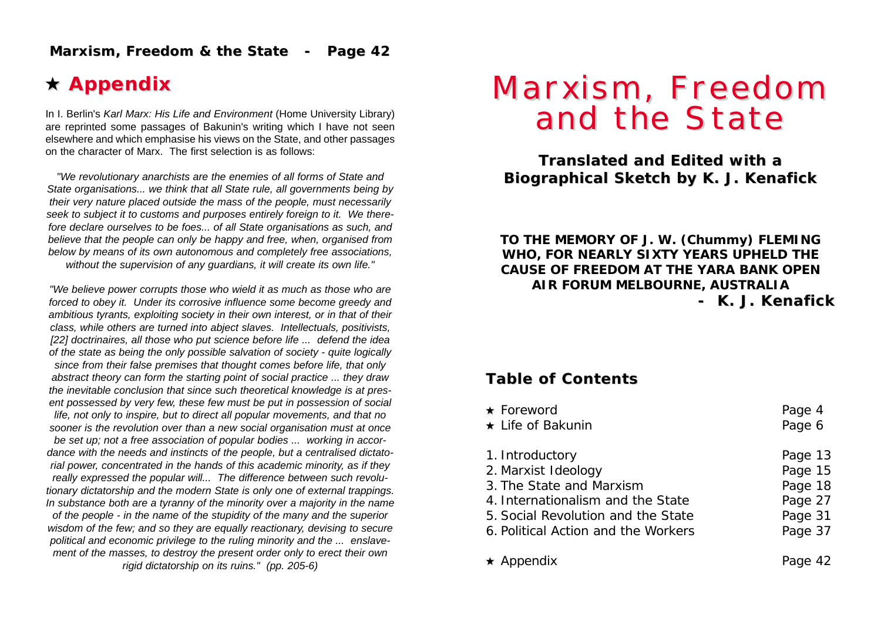## ★ Appendix

In I. Berlin's *Karl Marx: His Life and Environment* (Home University Library) are reprinted some passages of Bakunin's writing which I have not seen elsewhere and which emphasise his views on the State, and other passages on the character of Marx. The first selection is as follows:

*"We revolutionary anarchists are the enemies of all forms of State and State organisations... we think that all State rule, all governments being by their very nature placed outside the mass of the people, must necessarily seek to subject it to customs and purposes entirely foreign to it. We therefore declare ourselves to be foes... of all State organisations as such, and believe that the people can only be happy and free, when, organised from below by means of its own autonomous and completely free associations, without the supervision of any guardians, it will create its own life."*

*"We believe power corrupts those who wield it as much as those who are forced to obey it. Under its corrosive influence some become greedy and ambitious tyrants, exploiting society in their own interest, or in that of their class, while others are turned into abject slaves. Intellectuals, positivists, [22] doctrinaires, all those who put science before life ... defend the idea of the state as being the only possible salvation of society - quite logically since from their false premises that thought comes before life, that only abstract theory can form the starting point of social practice ... they draw the inevitable conclusion that since such theoretical knowledge is at present possessed by very few, these few must be put in possession of social life, not only to inspire, but to direct all popular movements, and that no sooner is the revolution over than a new social organisation must at once be set up; not a free association of popular bodies ... working in accordance with the needs and instincts of the people, but a centralised dictatorial power, concentrated in the hands of this academic minority, as if they really expressed the popular will... The difference between such revolutionary dictatorship and the modern State is only one of external trappings. In substance both are a tyranny of the minority over a majority in the name of the people - in the name of the stupidity of the many and the superior wisdom of the few; and so they are equally reactionary, devising to secure political and economic privilege to the ruling minority and the ... enslavement of the masses, to destroy the present order only to erect their own rigid dictatorship on its ruins."* (pp. 205-6)

# Marxism, Freedom and the State

### Translated and Edited with a Biographical Sketch by K. J. Kenafick

**TO THE MEMORY OF J. W. (Chummy) FLEMING WHO, FOR NEARLY SIXTY YEARS UPHELD THE CAUSE OF FREEDOM AT THE YARA BANK OPEN AIR FORUM MELBOURNE, AUSTRALIA**

**- K. J. Kenafick**

### Table of Contents

| | |
|---|---|
| ★ Foreword | Page 4 |
| ★ Life of Bakunin | Page 6 |
| 1. Introductory | Page 13 |
| 2. Marxist Ideology | Page 15 |
| 3. The State and Marxism | Page 18 |
| 4. Internationalism and the State | Page 27 |
| 5. Social Revolution and the State | Page 31 |
| 6. Political Action and the Workers | Page 37 |
| ★ Appendix | Page 42 |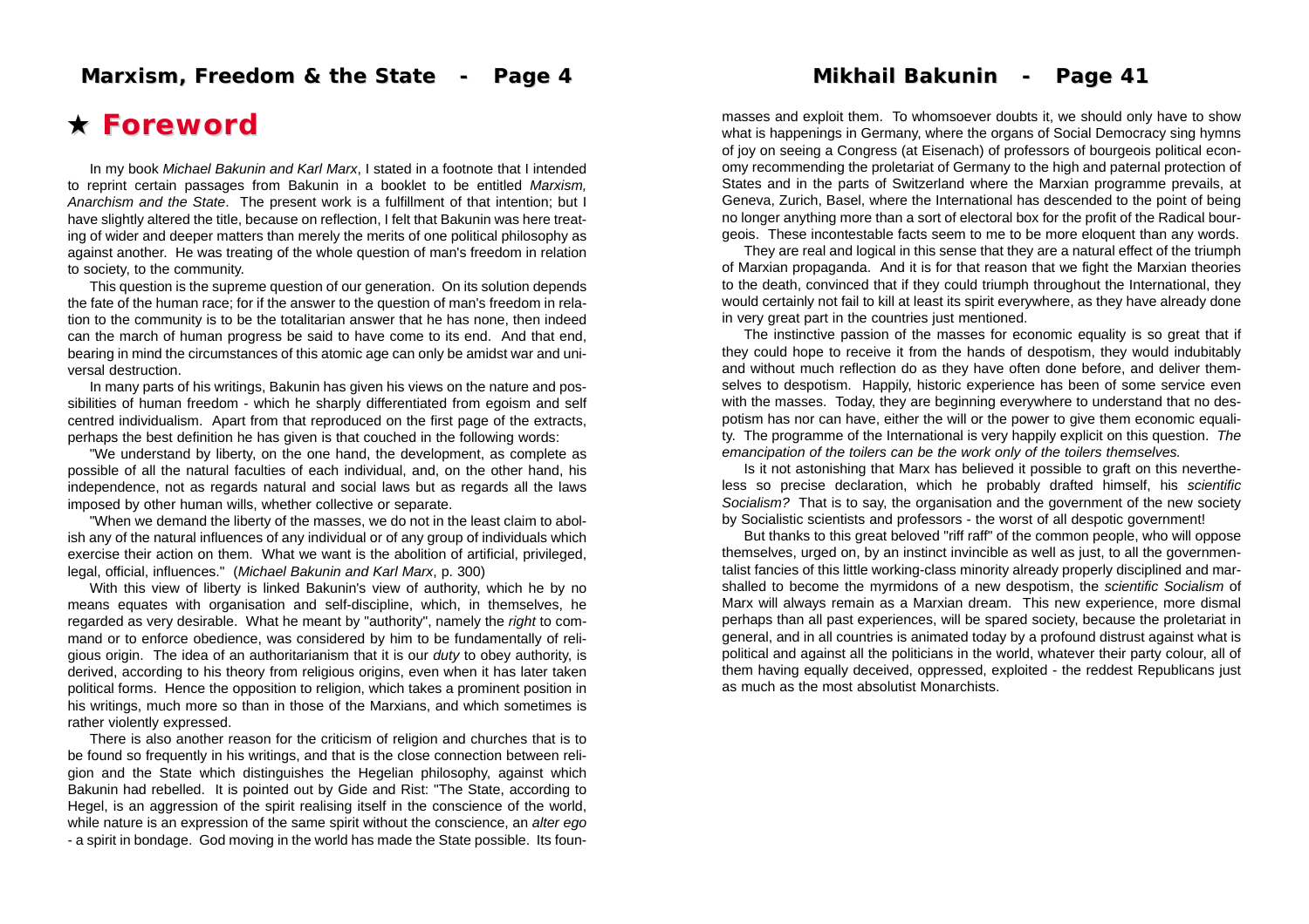# ★ Foreword

In my book *Michael Bakunin and Karl Marx*, I stated in a footnote that I intended to reprint certain passages from Bakunin in a booklet to be entitled *Marxism, Anarchism and the State*. The present work is a fulfillment of that intention; but I have slightly altered the title, because on reflection, I felt that Bakunin was here treating of wider and deeper matters than merely the merits of one political philosophy as against another. He was treating of the whole question of man's freedom in relation to society, to the community.

This question is the supreme question of our generation. On its solution depends the fate of the human race; for if the answer to the question of man's freedom in relation to the community is to be the totalitarian answer that he has none, then indeed can the march of human progress be said to have come to its end. And that end, bearing in mind the circumstances of this atomic age can only be amidst war and universal destruction.

In many parts of his writings, Bakunin has given his views on the nature and possibilities of human freedom - which he sharply differentiated from egoism and self centred individualism. Apart from that reproduced on the first page of the extracts, perhaps the best definition he has given is that couched in the following words:

"We understand by liberty, on the one hand, the development, as complete as possible of all the natural faculties of each individual, and, on the other hand, his independence, not as regards natural and social laws but as regards all the laws imposed by other human wills, whether collective or separate.

"When we demand the liberty of the masses, we do not in the least claim to abolish any of the natural influences of any individual or of any group of individuals which exercise their action on them. What we want is the abolition of artificial, privileged, legal, official, influences." (*Michael Bakunin and Karl Marx*, p. 300)

With this view of liberty is linked Bakunin's view of authority, which he by no means equates with organisation and self-discipline, which, in themselves, he regarded as very desirable. What he meant by "authority", namely the *right* to command or to enforce obedience, was considered by him to be fundamentally of religious origin. The idea of an authoritarianism that it is our *duty* to obey authority, is derived, according to his theory from religious origins, even when it has later taken political forms. Hence the opposition to religion, which takes a prominent position in his writings, much more so than in those of the Marxians, and which sometimes is rather violently expressed.

There is also another reason for the criticism of religion and churches that is to be found so frequently in his writings, and that is the close connection between religion and the State which distinguishes the Hegelian philosophy, against which Bakunin had rebelled. It is pointed out by Gide and Rist: "The State, according to Hegel, is an aggression of the spirit realising itself in the conscience of the world, while nature is an expression of the same spirit without the conscience, an *alter ego* - a spirit in bondage. God moving in the world has made the State possible. Its foun-

masses and exploit them. To whomsoever doubts it, we should only have to show what is happenings in Germany, where the organs of Social Democracy sing hymns of joy on seeing a Congress (at Eisenach) of professors of bourgeois political economy recommending the proletariat of Germany to the high and paternal protection of States and in the parts of Switzerland where the Marxian programme prevails, at Geneva, Zurich, Basel, where the International has descended to the point of being no longer anything more than a sort of electoral box for the profit of the Radical bourgeois. These incontestable facts seem to me to be more eloquent than any words.

They are real and logical in this sense that they are a natural effect of the triumph of Marxian propaganda. And it is for that reason that we fight the Marxian theories to the death, convinced that if they could triumph throughout the International, they would certainly not fail to kill at least its spirit everywhere, as they have already done in very great part in the countries just mentioned.

The instinctive passion of the masses for economic equality is so great that if they could hope to receive it from the hands of despotism, they would indubitably and without much reflection do as they have often done before, and deliver themselves to despotism. Happily, historic experience has been of some service even with the masses. Today, they are beginning everywhere to understand that no despotism has nor can have, either the will or the power to give them economic equality. The programme of the International is very happily explicit on this question. *The emancipation of the toilers can be the work only of the toilers themselves.*

Is it not astonishing that Marx has believed it possible to graft on this nevertheless so precise declaration, which he probably drafted himself, his *scientific Socialism?* That is to say, the organisation and the government of the new society by Socialist scientists and professors - the worst of all despotic government!

But thanks to this great beloved "riff raff" of the common people, who will oppose themselves, urged on, by an instinct invincible as well as just, to all the governmentalist fancies of this little working-class minority already properly disciplined and marshalled to become the myrmidons of a new despotism, the *scientific Socialism* of Marx will always remain as a Marxian dream. This new experience, more dismal perhaps than all past experiences, will be spared society, because the proletariat in general, and in all countries is animated today by a profound distrust against what is political and against all the politicians in the world, whatever their party colour, all of them having equally deceived, oppressed, exploited - the reddest Republicans just as much as the most absolutist Monarchists.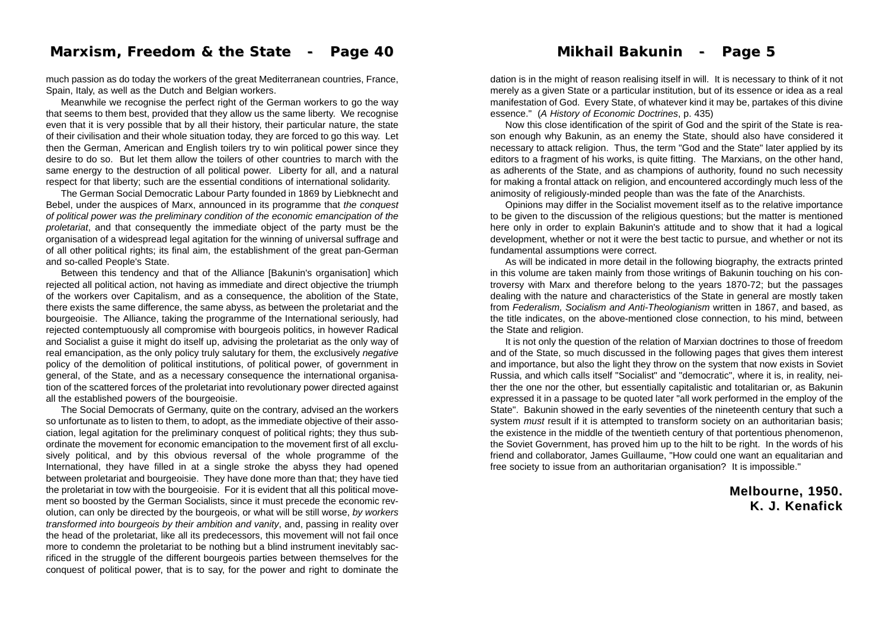much passion as do today the workers of the great Mediterranean countries, France, Spain, Italy, as well as the Dutch and Belgian workers.

Meanwhile we recognise the perfect right of the German workers to go the way that seems to them best, provided that they allow us the same liberty. We recognise even that it is very possible that by all their history, their particular nature, the state of their civilisation and their whole situation today, they are forced to go this way. Let then the German, American and English toilers try to win political power since they desire to do so. But let them allow the toilers of other countries to march with the same energy to the destruction of all political power. Liberty for all, and a natural respect for that liberty; such are the essential conditions of international solidarity.

The German Social Democratic Labour Party founded in 1869 by Liebknecht and Bebel, under the auspices of Marx, announced in its programme that *the conquest of political power was the preliminary condition of the economic emancipation of the proletariat*, and that consequently the immediate object of the party must be the organisation of a widespread legal agitation for the winning of universal suffrage and of all other political rights; its final aim, the establishment of the great pan-German and so-called People's State.

Between this tendency and that of the Alliance [Bakunin's organisation] which rejected all political action, not having as immediate and direct objective the triumph of the workers over Capitalism, and as a consequence, the abolition of the State, there exists the same difference, the same abyss, as between the proletariat and the bourgeoisie. The Alliance, taking the programme of the International seriously, had rejected contemptuously all compromise with bourgeois politics, in however Radical and Socialist a guise it might do itself up, advising the proletariat as the only way of real emancipation, as the only policy truly salutary for them, the exclusively *negative* policy of the demolition of political institutions, of political power, of government in general, of the State, and as a necessary consequence the international organisation of the scattered forces of the proletariat into revolutionary power directed against all the established powers of the bourgeoisie.

The Social Democrats of Germany, quite on the contrary, advised an the workers so unfortunate as to listen to them, to adopt, as the immediate objective of their association, legal agitation for the preliminary conquest of political rights; they thus subordinate the movement for economic emancipation to the movement first of all exclusively political, and by this obvious reversal of the whole programme of the International, they have filled in at a single stroke the abyss they had opened between proletariat and bourgeoisie. They have done more than that; they have tied the proletariat in tow with the bourgeoisie. For it is evident that all this political movement so boosted by the German Socialists, since it must precede the economic revolution, can only be directed by the bourgeois, or what will be still worse, *by workers transformed into bourgeois by their ambition and vanity*, and, passing in reality over the head of the proletariat, like all its predecessors, this movement will not fail once more to condemn the proletariat to be nothing but a blind instrument inevitably sacrificed in the struggle of the different bourgeois parties between themselves for the conquest of political power, that is to say, for the power and right to dominate the

dation is in the might of reason realising itself in will. It is necessary to think of it not merely as a given State or a particular institution, but of its essence or idea as a real manifestation of God. Every State, of whatever kind it may be, partakes of this divine essence." (*A History of Economic Doctrines*, p. 435)

Now this close identification of the spirit of God and the spirit of the State is reason enough why Bakunin, as an enemy the State, should also have considered it necessary to attack religion. Thus, the term "God and the State" later applied by its editors to a fragment of his works, is quite fitting. The Marxians, on the other hand, as adherents of the State, and as champions of authority, found no such necessity for making a frontal attack on religion, and encountered accordingly much less of the animosity of religiously-minded people than was the fate of the Anarchists.

Opinions may differ in the Socialist movement itself as to the relative importance to be given to the discussion of the religious questions; but the matter is mentioned here only in order to explain Bakunin's attitude and to show that it had a logical development, whether or not it were the best tactic to pursue, and whether or not its fundamental assumptions were correct.

As will be indicated in more detail in the following biography, the extracts printed in this volume are taken mainly from those writings of Bakunin touching on his controversy with Marx and therefore belong to the years 1870-72; but the passages dealing with the nature and characteristics of the State in general are mostly taken from *Federalism, Socialism and Anti-Theologianism* written in 1867, and based, as the title indicates, on the above-mentioned close connection, to his mind, between the State and religion.

It is not only the question of the relation of Marxian doctrines to those of freedom and of the State, so much discussed in the following pages that gives them interest and importance, but also the light they throw on the system that now exists in Soviet Russia, and which calls itself "Socialist" and "democratic", where it is, in reality, neither the one nor the other, but essentially capitalistic and totalitarian or, as Bakunin expressed it in a passage to be quoted later "all work performed in the employ of the State". Bakunin showed in the early seventies of the nineteenth century that such a system *must* result if it is attempted to transform society on an authoritarian basis; the existence in the middle of the twentieth century of that portentious phenomenon, the Soviet Government, has proved him up to the hilt to be right. In the words of his friend and collaborator, James Guillaume, "How could one want an equalitarian and free society to issue from an authoritarian organisation? It is impossible."

**Melbourne, 1950.**
**K. J. Kenafick**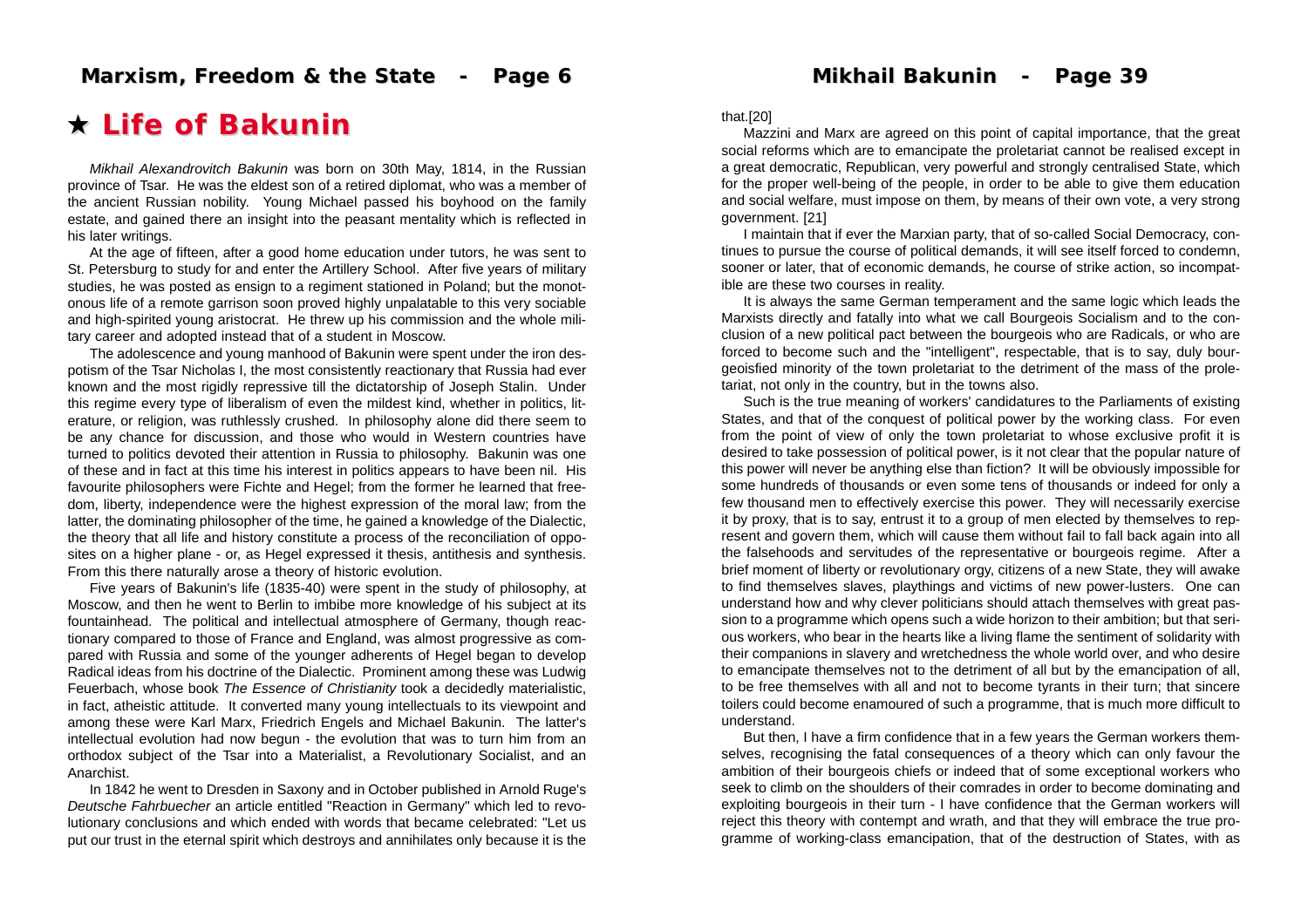# ★ Life of Bakunin

*Mikhail Alexandrovitch Bakunin* was born on 30th May, 1814, in the Russian province of Tsar. He was the eldest son of a retired diplomat, who was a member of the ancient Russian nobility. Young Michael passed his boyhood on the family estate, and gained there an insight into the peasant mentality which is reflected in his later writings.

At the age of fifteen, after a good home education under tutors, he was sent to St. Petersburg to study for and enter the Artillery School. After five years of military studies, he was posted as ensign to a regiment stationed in Poland; but the monotonous life of a remote garrison soon proved highly unpalatable to this very sociable and high-spirited young aristocrat. He threw up his commission and the whole military career and adopted instead that of a student in Moscow.

The adolescence and young manhood of Bakunin were spent under the iron despotism of the Tsar Nicholas I, the most consistently reactionary that Russia had ever known and the most rigidly repressive till the dictatorship of Joseph Stalin. Under this regime every type of liberalism of even the mildest kind, whether in politics, literature, or religion, was ruthlessly crushed. In philosophy alone did there seem to be any chance for discussion, and those who would in Western countries have turned to politics devoted their attention in Russia to philosophy. Bakunin was one of these and in fact at this time his interest in politics appears to have been nil. His favourite philosophers were Fichte and Hegel; from the former he learned that freedom, liberty, independence were the highest expression of the moral law; from the latter, the dominating philosopher of the time, he gained a knowledge of the Dialectic, the theory that all life and history constitute a process of the reconciliation of opposites on a higher plane - or, as Hegel expressed it thesis, antithesis and synthesis. From this there naturally arose a theory of historic evolution.

Five years of Bakunin's life (1835-40) were spent in the study of philosophy, at Moscow, and then he went to Berlin to imbibe more knowledge of his subject at its fountainhead. The political and intellectual atmosphere of Germany, though reactionary compared to those of France and England, was almost progressive as compared with Russia and some of the younger adherents of Hegel began to develop Radical ideas from his doctrine of the Dialectic. Prominent among these was Ludwig Feuerbach, whose book *The Essence of Christianity* took a decidedly materialistic, in fact, atheistic attitude. It converted many young intellectuals to its viewpoint and among these were Karl Marx, Friedrich Engels and Michael Bakunin. The latter's intellectual evolution had now begun - the evolution that was to turn him from an orthodox subject of the Tsar into a Materialist, a Revolutionary Socialist, and an Anarchist.

In 1842 he went to Dresden in Saxony and in October published in Arnold Ruge's *Deutsche Fahrbuecher* an article entitled "Reaction in Germany" which led to revolutionary conclusions and which ended with words that became celebrated: "Let us put our trust in the eternal spirit which destroys and annihilates only because it is the

that.[20]

Mazzini and Marx are agreed on this point of capital importance, that the great social reforms which are to emancipate the proletariat cannot be realised except in a great democratic, Republican, very powerful and strongly centralised State, which for the proper well-being of the people, in order to be able to give them education and social welfare, must impose on them, by means of their own vote, a very strong government. [21]

I maintain that if ever the Marxian party, that of so-called Social Democracy, continues to pursue the course of political demands, it will see itself forced to condemn, sooner or later, that of economic demands, he course of strike action, so incompatible are these two courses in reality.

It is always the same German temperament and the same logic which leads the Marxists directly and fatally into what we call Bourgeois Socialism and to the conclusion of a new political pact between the bourgeois who are Radicals, or who are forced to become such and the "intelligent", respectable, that is to say, duly bourgeoisfied minority of the town proletariat to the detriment of the mass of the proletariat, not only in the country, but in the towns also.

Such is the true meaning of workers' candidatures to the Parliaments of existing States, and that of the conquest of political power by the working class. For even from the point of view of only the town proletariat to whose exclusive profit it is desired to take possession of political power, is it not clear that the popular nature of this power will never be anything else than fiction? It will be obviously impossible for some hundreds of thousands or even some tens of thousands or indeed for only a few thousand men to effectively exercise this power. They will necessarily exercise it by proxy, that is to say, entrust it to a group of men elected by themselves to represent and govern them, which will cause them without fail to fall back again into all the falsehoods and servitudes of the representative or bourgeois regime. After a brief moment of liberty or revolutionary orgy, citizens of a new State, they will awake to find themselves slaves, playthings and victims of new power-lusters. One can understand how and why clever politicians should attach themselves with great passion to a programme which opens such a wide horizon to their ambition; but that serious workers, who bear in the hearts like a living flame the sentiment of solidarity with their companions in slavery and wretchedness the whole world over, and who desire to emancipate themselves not to the detriment of all but by the emancipation of all, to be free themselves with all and not to become tyrants in their turn; that sincere toilers could become enamoured of such a programme, that is much more difficult to understand.

But then, I have a firm confidence that in a few years the German workers themselves, recognising the fatal consequences of a theory which can only favour the ambition of their bourgeois chiefs or indeed that of some exceptional workers who seek to climb on the shoulders of their comrades in order to become dominating and exploiting bourgeois in their turn - I have confidence that the German workers will reject this theory with contempt and wrath, and that they will embrace the true programme of working-class emancipation, that of the destruction of States, with as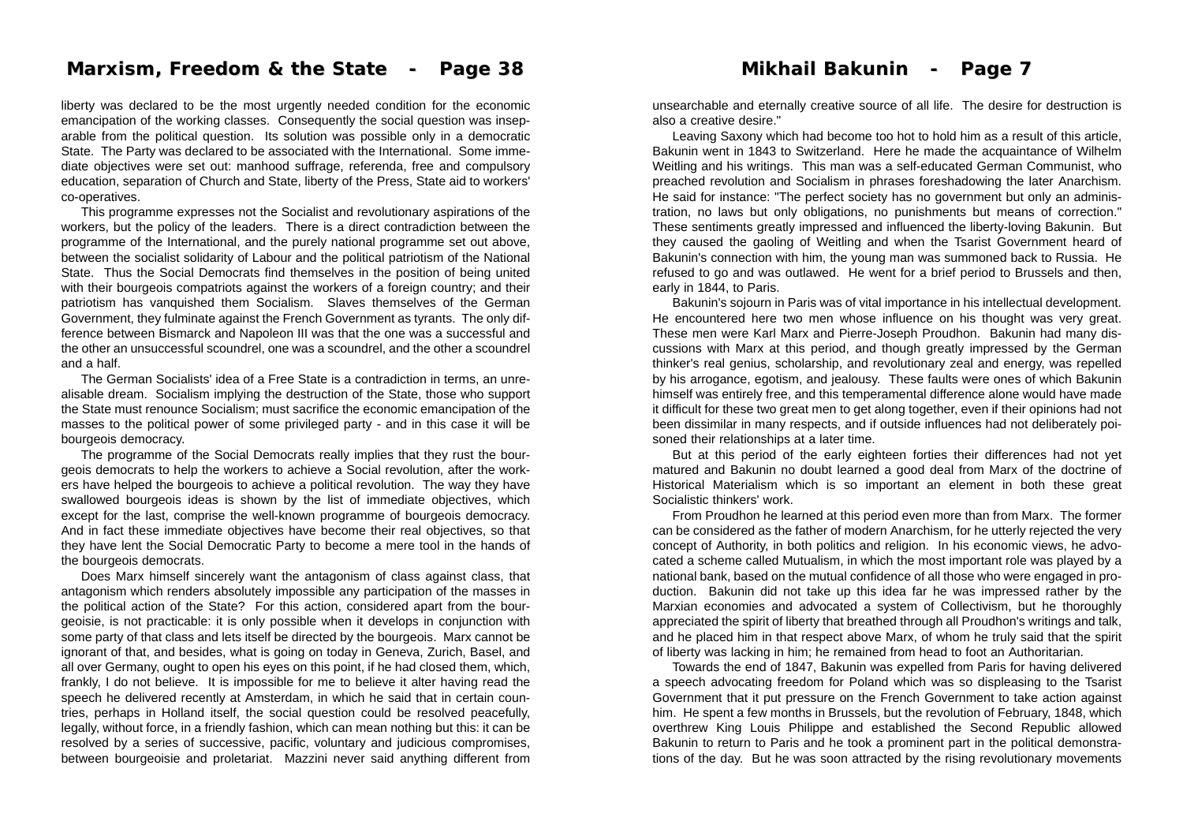liberty was declared to be the most urgently needed condition for the economic emancipation of the working classes. Consequently the social question was inseparable from the political question. Its solution was possible only in a democratic State. The Party was declared to be associated with the International. Some immediate objectives were set out: manhood suffrage, referenda, free and compulsory education, separation of Church and State, liberty of the Press, State aid to workers' co-operatives.

This programme expresses not the Socialist and revolutionary aspirations of the workers, but the policy of the leaders. There is a direct contradiction between the programme of the International, and the purely national programme set out above, between the socialist solidarity of Labour and the political patriotism of the National State. Thus the Social Democrats find themselves in the position of being united with their bourgeois compatriots against the workers of a foreign country; and their patriotism has vanquished them Socialism. Slaves themselves of the German Government, they fulminate against the French Government as tyrants. The only difference between Bismarck and Napoleon III was that the one was a successful and the other an unsuccessful scoundrel, one was a scoundrel, and the other a scoundrel and a half.

The German Socialists' idea of a Free State is a contradiction in terms, an unrealisable dream. Socialism implying the destruction of the State, those who support the State must renounce Socialism; must sacrifice the economic emancipation of the masses to the political power of some privileged party - and in this case it will be bourgeois democracy.

The programme of the Social Democrats really implies that they rust the bourgeois democrats to help the workers to achieve a Social revolution, after the workers have helped the bourgeois to achieve a political revolution. The way they have swallowed bourgeois ideas is shown by the list of immediate objectives, which except for the last, comprise the well-known programme of bourgeois democracy. And in fact these immediate objectives have become their real objectives, so that they have lent the Social Democratic Party to become a mere tool in the hands of the bourgeois democrats.

Does Marx himself sincerely want the antagonism of class against class, that antagonism which renders absolutely impossible any participation of the masses in the political action of the State? For this action, considered apart from the bourgeoisie, is not practicable: it is only possible when it develops in conjunction with some party of that class and lets itself be directed by the bourgeois. Marx cannot be ignorant of that, and besides, what is going on today in Geneva, Zurich, Basel, and all over Germany, ought to open his eyes on this point, if he had closed them, which, frankly, I do not believe. It is impossible for me to believe it alter having read the speech he delivered recently at Amsterdam, in which he said that in certain countries, perhaps in Holland itself, the social question could be resolved peacefully, legally, without force, in a friendly fashion, which can mean nothing but this: it can be resolved by a series of successive, pacific, voluntary and judicious compromises, between bourgeoisie and proletariat. Mazzini never said anything different from

unsearchable and eternally creative source of all life. The desire for destruction is also a creative desire."

Leaving Saxony which had become too hot to hold him as a result of this article, Bakunin went in 1843 to Switzerland. Here he made the acquaintance of Wilhelm Weitling and his writings. This man was a self-educated German Communist, who preached revolution and Socialism in phrases foreshadowing the later Anarchism. He said for instance: "The perfect society has no government but only an administration, no laws but only obligations, no punishments but means of correction." These sentiments greatly impressed and influenced the liberty-loving Bakunin. But they caused the gaoling of Weitling and when the Tsarist Government heard of Bakunin's connection with him, the young man was summoned back to Russia. He refused to go and was outlawed. He went for a brief period to Brussels and then, early in 1844, to Paris.

Bakunin's sojourn in Paris was of vital importance in his intellectual development. He encountered here two men whose influence on his thought was very great. These men were Karl Marx and Pierre-Joseph Proudhon. Bakunin had many discussions with Marx at this period, and though greatly impressed by the German thinker's real genius, scholarship, and revolutionary zeal and energy, was repelled by his arrogance, egotism, and jealousy. These faults were ones of which Bakunin himself was entirely free, and this temperamental difference alone would have made it difficult for these two great men to get along together, even if their opinions had not been dissimilar in many respects, and if outside influences had not deliberately poisoned their relationships at a later time.

But at this period of the early eighteen forties their differences had not yet matured and Bakunin no doubt learned a good deal from Marx of the doctrine of Historical Materialism which is so important an element in both these great Socialistic thinkers' work.

From Proudhon he learned at this period even more than from Marx. The former can be considered as the father of modern Anarchism, for he utterly rejected the very concept of Authority, in both politics and religion. In his economic views, he advocated a scheme called Mutualism, in which the most important role was played by a national bank, based on the mutual confidence of all those who were engaged in production. Bakunin did not take up this idea far he was impressed rather by the Marxian economies and advocated a system of Collectivism, but he thoroughly appreciated the spirit of liberty that breathed through all Proudhon's writings and talk, and he placed him in that respect above Marx, of whom he truly said that the spirit of liberty was lacking in him; he remained from head to foot an Authoritarian.

Towards the end of 1847, Bakunin was expelled from Paris for having delivered a speech advocating freedom for Poland which was so displeasing to the Tsarist Government that it put pressure on the French Government to take action against him. He spent a few months in Brussels, but the revolution of February, 1848, which overthrew King Louis Philippe and established the Second Republic allowed Bakunin to return to Paris and he took a prominent part in the political demonstrations of the day. But he was soon attracted by the rising revolutionary movements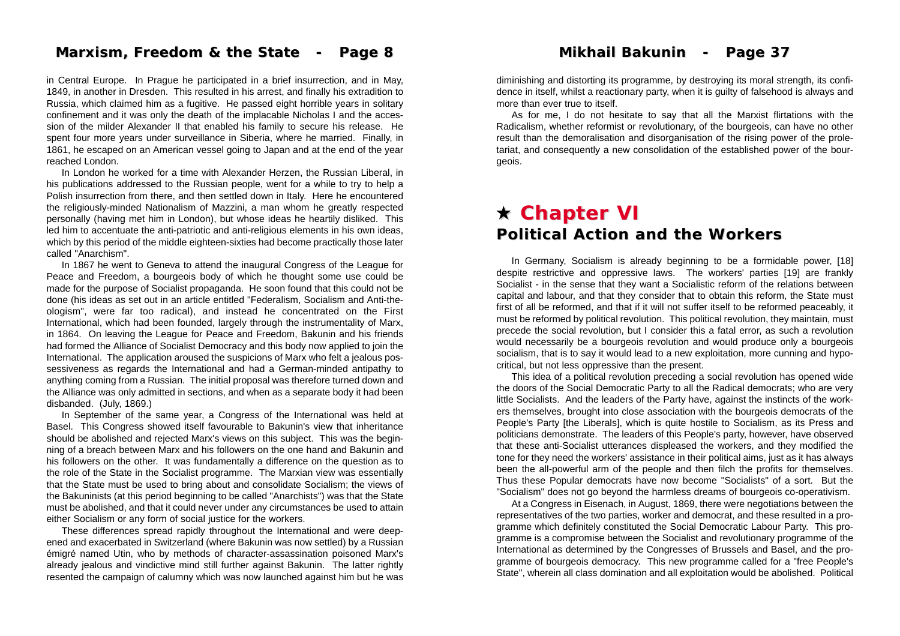in Central Europe. In Prague he participated in a brief insurrection, and in May, 1849, in another in Dresden. This resulted in his arrest, and finally his extradition to Russia, which claimed him as a fugitive. He passed eight horrible years in solitary confinement and it was only the death of the implacable Nicholas I and the accession of the milder Alexander II that enabled his family to secure his release. He spent four more years under surveillance in Siberia, where he married. Finally, in 1861, he escaped on an American vessel going to Japan and at the end of the year reached London.

In London he worked for a time with Alexander Herzen, the Russian Liberal, in his publications addressed to the Russian people, went for a while to try to help a Polish insurrection from there, and then settled down in Italy. Here he encountered the religiously-minded Nationalism of Mazzini, a man whom he greatly respected personally (having met him in London), but whose ideas he heartily disliked. This led him to accentuate the anti-patriotic and anti-religious elements in his own ideas, which by this period of the middle eighteen-sixties had become practically those later called "Anarchism".

In 1867 he went to Geneva to attend the inaugural Congress of the League for Peace and Freedom, a bourgeois body of which he thought some use could be made for the purpose of Socialist propaganda. He soon found that this could not be done (his ideas as set out in an article entitled "Federalism, Socialism and Anti-theologism", were far too radical), and instead he concentrated on the First International, which had been founded, largely through the instrumentality of Marx, in 1864. On leaving the League for Peace and Freedom, Bakunin and his friends had formed the Alliance of Socialist Democracy and this body now applied to join the International. The application aroused the suspicions of Marx who felt a jealous possessiveness as regards the International and had a German-minded antipathy to anything coming from a Russian. The initial proposal was therefore turned down and the Alliance was only admitted in sections, and when as a separate body it had been disbanded. (July, 1869.)

In September of the same year, a Congress of the International was held at Basel. This Congress showed itself favourable to Bakunin's view that inheritance should be abolished and rejected Marx's views on this subject. This was the beginning of a breach between Marx and his followers on the one hand and Bakunin and his followers on the other. It was fundamentally a difference on the question as to the role of the State in the Socialist programme. The Marxian view was essentially that the State must be used to bring about and consolidate Socialism; the views of the Bakuninists (at this period beginning to be called "Anarchists") was that the State must be abolished, and that it could never under any circumstances be used to attain either Socialism or any form of social justice for the workers.

These differences spread rapidly throughout the International and were deepened and exacerbated in Switzerland (where Bakunin was now settled) by a Russian émigré named Utin, who by methods of character-assassination poisoned Marx's already jealous and vindictive mind still further against Bakunin. The latter rightly resented the campaign of calumny which was now launched against him but he was

diminishing and distorting its programme, by destroying its moral strength, its confidence in itself, whilst a reactionary party, when it is guilty of falsehood is always and more than ever true to itself.

As for me, I do not hesitate to say that all the Marxist flirtations with the Radicalism, whether reformist or revolutionary, of the bourgeois, can have no other result than the demoralisation and disorganisation of the rising power of the proletariat, and consequently a new consolidation of the established power of the bourgeois.

# ★ Chapter VI
## Political Action and the Workers

In Germany, Socialism is already beginning to be a formidable power, [18] despite restrictive and oppressive laws. The workers' parties [19] are frankly Socialist - in the sense that they want a Socialistic reform of the relations between capital and labour, and that they consider that to obtain this reform, the State must first of all be reformed, and that if it will not suffer itself to be reformed peaceably, it must be reformed by political revolution. This political revolution, they maintain, must precede the social revolution, but I consider this a fatal error, as such a revolution would necessarily be a bourgeois revolution and would produce only a bourgeois socialism, that is to say it would lead to a new exploitation, more cunning and hypocritical, but not less oppressive than the present.

This idea of a political revolution preceding a social revolution has opened wide the doors of the Social Democratic Party to all the Radical democrats; who are very little Socialists. And the leaders of the Party have, against the instincts of the workers themselves, brought into close association with the bourgeois democrats of the People's Party [the Liberals], which is quite hostile to Socialism, as its Press and politicians demonstrate. The leaders of this People's party, however, have observed that these anti-Socialist utterances displeased the workers, and they modified the tone for they need the workers' assistance in their political aims, just as it has always been the all-powerful arm of the people and then filch the profits for themselves. Thus these Popular democrats have now become "Socialists" of a sort. But the "Socialism" does not go beyond the harmless dreams of bourgeois co-operativism.

At a Congress in Eisenach, in August, 1869, there were negotiations between the representatives of the two parties, worker and democrat, and these resulted in a programme which definitely constituted the Social Democratic Labour Party. This programme is a compromise between the Socialist and revolutionary programme of the International as determined by the Congresses of Brussels and Basel, and the programme of bourgeois democracy. This new programme called for a "free People's State", wherein all class domination and all exploitation would be abolished. Political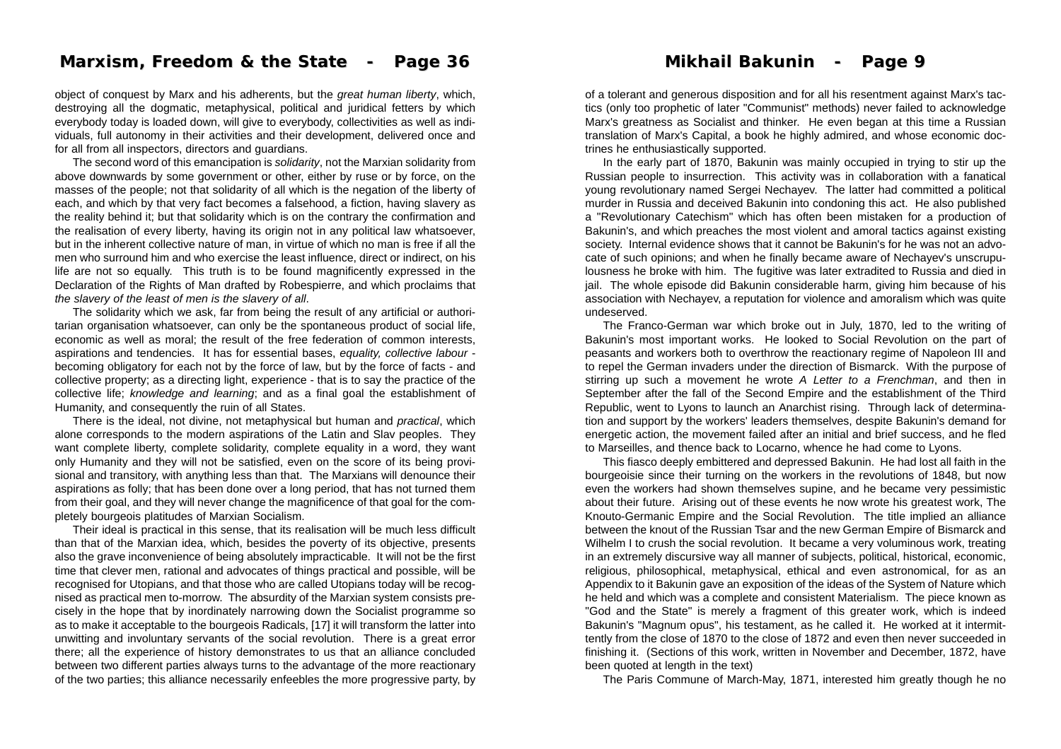object of conquest by Marx and his adherents, but the *great human liberty*, which, destroying all the dogmatic, metaphysical, political and juridical fetters by which everybody today is loaded down, will give to everybody, collectivities as well as individuals, full autonomy in their activities and their development, delivered once and for all from all inspectors, directors and guardians.

The second word of this emancipation is *solidarity*, not the Marxian solidarity from above downwards by some government or other, either by ruse or by force, on the masses of the people; not that solidarity of all which is the negation of the liberty of each, and which by that very fact becomes a falsehood, a fiction, having slavery as the reality behind it; but that solidarity which is on the contrary the confirmation and the realisation of every liberty, having its origin not in any political law whatsoever, but in the inherent collective nature of man, in virtue of which no man is free if all the men who surround him and who exercise the least influence, direct or indirect, on his life are not so equally. This truth is to be found magnificently expressed in the Declaration of the Rights of Man drafted by Robespierre, and which proclaims that *the slavery of the least of men is the slavery of all*.

The solidarity which we ask, far from being the result of any artificial or authoritarian organisation whatsoever, can only be the spontaneous product of social life, economic as well as moral; the result of the free federation of common interests, aspirations and tendencies. It has for essential bases, *equality, collective labour* - becoming obligatory for each not by the force of law, but by the force of facts - and collective property; as a directing light, experience - that is to say the practice of the collective life; *knowledge and learning*; and as a final goal the establishment of Humanity, and consequently the ruin of all States.

There is the ideal, not divine, not metaphysical but human and *practical*, which alone corresponds to the modern aspirations of the Latin and Slav peoples. They want complete liberty, complete solidarity, complete equality in a word, they want only Humanity and they will not be satisfied, even on the score of its being provisional and transitory, with anything less than that. The Marxians will denounce their aspirations as folly; that has been done over a long period, that has not turned them from their goal, and they will never change the magnificence of that goal for the completely bourgeois platitudes of Marxian Socialism.

Their ideal is practical in this sense, that its realisation will be much less difficult than that of the Marxian idea, which, besides the poverty of its objective, presents also the grave inconvenience of being absolutely impracticable. It will not be the first time that clever men, rational and advocates of things practical and possible, will be recognised for Utopians, and that those who are called Utopians today will be recognised as practical men to-morrow. The absurdity of the Marxian system consists precisely in the hope that by inordinately narrowing down the Socialist programme so as to make it acceptable to the bourgeois Radicals, [17] it will transform the latter into unwitting and involuntary servants of the social revolution. There is a great error there; all the experience of history demonstrates to us that an alliance concluded between two different parties always turns to the advantage of the more reactionary of the two parties; this alliance necessarily enfeebles the more progressive party, by

of a tolerant and generous disposition and for all his resentment against Marx's tactics (only too prophetic of later "Communist" methods) never failed to acknowledge Marx's greatness as Socialist and thinker. He even began at this time a Russian translation of Marx's Capital, a book he highly admired, and whose economic doctrines he enthusiastically supported.

In the early part of 1870, Bakunin was mainly occupied in trying to stir up the Russian people to insurrection. This activity was in collaboration with a fanatical young revolutionary named Sergei Nechayev. The latter had committed a political murder in Russia and deceived Bakunin into condoning this act. He also published a "Revolutionary Catechism" which has often been mistaken for a production of Bakunin's, and which preaches the most violent and amoral tactics against existing society. Internal evidence shows that it cannot be Bakunin's for he was not an advocate of such opinions; and when he finally became aware of Nechayev's unscrupulousness he broke with him. The fugitive was later extradited to Russia and died in jail. The whole episode did Bakunin considerable harm, giving him because of his association with Nechayev, a reputation for violence and amoralism which was quite undeserved.

The Franco-German war which broke out in July, 1870, led to the writing of Bakunin's most important works. He looked to Social Revolution on the part of peasants and workers both to overthrow the reactionary regime of Napoleon III and to repel the German invaders under the direction of Bismarck. With the purpose of stirring up such a movement he wrote *A Letter to a Frenchman*, and then in September after the fall of the Second Empire and the establishment of the Third Republic, went to Lyons to launch an Anarchist rising. Through lack of determination and support by the workers' leaders themselves, despite Bakunin's demand for energetic action, the movement failed after an initial and brief success, and he fled to Marseilles, and thence back to Locarno, whence he had come to Lyons.

This fiasco deeply embittered and depressed Bakunin. He had lost all faith in the bourgeoisie since their turning on the workers in the revolutions of 1848, but now even the workers had shown themselves supine, and he became very pessimistic about their future. Arising out of these events he now wrote his greatest work, The Knouto-Germanic Empire and the Social Revolution. The title implied an alliance between the knout of the Russian Tsar and the new German Empire of Bismarck and Wilhelm I to crush the social revolution. It became a very voluminous work, treating in an extremely discursive way all manner of subjects, political, historical, economic, religious, philosophical, metaphysical, ethical and even astronomical, for as an Appendix to it Bakunin gave an exposition of the ideas of the System of Nature which he held and which was a complete and consistent Materialism. The piece known as "God and the State" is merely a fragment of this greater work, which is indeed Bakunin's "Magnum opus", his testament, as he called it. He worked at it intermittently from the close of 1870 to the close of 1872 and even then never succeeded in finishing it. (Sections of this work, written in November and December, 1872, have been quoted at length in the text)

The Paris Commune of March-May, 1871, interested him greatly though he no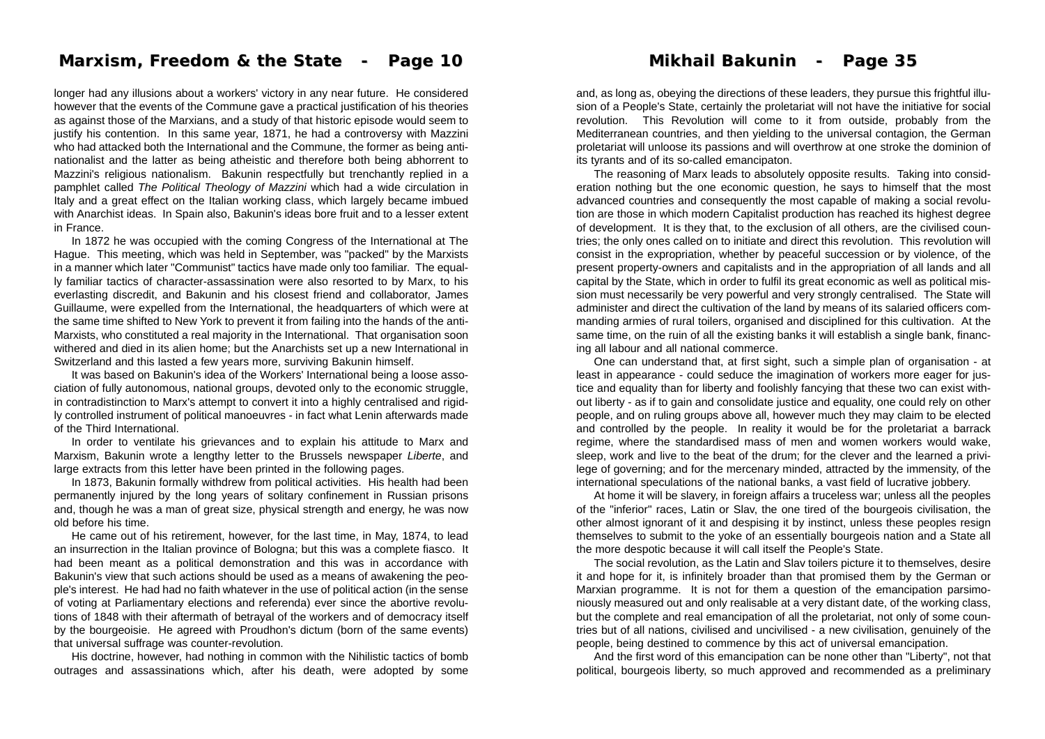longer had any illusions about a workers' victory in any near future. He considered however that the events of the Commune gave a practical justification of his theories as against those of the Marxians, and a study of that historic episode would seem to justify his contention. In this same year, 1871, he had a controversy with Mazzini who had attacked both the International and the Commune, the former as being anti-nationalist and the latter as being atheistic and therefore both being abhorrent to Mazzini's religious nationalism. Bakunin respectfully but trenchantly replied in a pamphlet called *The Political Theology of Mazzini* which had a wide circulation in Italy and a great effect on the Italian working class, which largely became imbued with Anarchist ideas. In Spain also, Bakunin's ideas bore fruit and to a lesser extent in France.

In 1872 he was occupied with the coming Congress of the International at The Hague. This meeting, which was held in September, was "packed" by the Marxists in a manner which later "Communist" tactics have made only too familiar. The equally familiar tactics of character-assassination were also resorted to by Marx, to his everlasting discredit, and Bakunin and his closest friend and collaborator, James Guillaume, were expelled from the International, the headquarters of which were at the same time shifted to New York to prevent it from failing into the hands of the anti-Marxists, who constituted a real majority in the International. That organisation soon withered and died in its alien home; but the Anarchists set up a new International in Switzerland and this lasted a few years more, surviving Bakunin himself.

It was based on Bakunin's idea of the Workers' International being a loose association of fully autonomous, national groups, devoted only to the economic struggle, in contradistinction to Marx's attempt to convert it into a highly centralised and rigidly controlled instrument of political manoeuvres - in fact what Lenin afterwards made of the Third International.

In order to ventilate his grievances and to explain his attitude to Marx and Marxism, Bakunin wrote a lengthy letter to the Brussels newspaper *Liberte*, and large extracts from this letter have been printed in the following pages.

In 1873, Bakunin formally withdrew from political activities. His health had been permanently injured by the long years of solitary confinement in Russian prisons and, though he was a man of great size, physical strength and energy, he was now old before his time.

He came out of his retirement, however, for the last time, in May, 1874, to lead an insurrection in the Italian province of Bologna; but this was a complete fiasco. It had been meant as a political demonstration and this was in accordance with Bakunin's view that such actions should be used as a means of awakening the people's interest. He had had no faith whatever in the use of political action (in the sense of voting at Parliamentary elections and referenda) ever since the abortive revolutions of 1848 with their aftermath of betrayal of the workers and of democracy itself by the bourgeoisie. He agreed with Proudhon's dictum (born of the same events) that universal suffrage was counter-revolution.

His doctrine, however, had nothing in common with the Nihilistic tactics of bomb outrages and assassinations which, after his death, were adopted by some

and, as long as, obeying the directions of these leaders, they pursue this frightful illusion of a People's State, certainly the proletariat will not have the initiative for social revolution. This Revolution will come to it from outside, probably from the Mediterranean countries, and then yielding to the universal contagion, the German proletariat will unloose its passions and will overthrow at one stroke the dominion of its tyrants and of its so-called emancipaton.

The reasoning of Marx leads to absolutely opposite results. Taking into consideration nothing but the one economic question, he says to himself that the most advanced countries and consequently the most capable of making a social revolution are those in which modern Capitalist production has reached its highest degree of development. It is they that, to the exclusion of all others, are the civilised countries; the only ones called on to initiate and direct this revolution. This revolution will consist in the expropriation, whether by peaceful succession or by violence, of the present property-owners and capitalists and in the appropriation of all lands and all capital by the State, which in order to fulfil its great economic as well as political mission must necessarily be very powerful and very strongly centralised. The State will administer and direct the cultivation of the land by means of its salaried officers commanding armies of rural toilers, organised and disciplined for this cultivation. At the same time, on the ruin of all the existing banks it will establish a single bank, financing all labour and all national commerce.

One can understand that, at first sight, such a simple plan of organisation - at least in appearance - could seduce the imagination of workers more eager for justice and equality than for liberty and foolishly fancying that these two can exist without liberty - as if to gain and consolidate justice and equality, one could rely on other people, and on ruling groups above all, however much they may claim to be elected and controlled by the people. In reality it would be for the proletariat a barrack regime, where the standardised mass of men and women workers would wake, sleep, work and live to the beat of the drum; for the clever and the learned a privilege of governing; and for the mercenary minded, attracted by the immensity, of the international speculations of the national banks, a vast field of lucrative jobbery.

At home it will be slavery, in foreign affairs a truceless war; unless all the peoples of the "inferior" races, Latin or Slav, the one tired of the bourgeois civilisation, the other almost ignorant of it and despising it by instinct, unless these peoples resign themselves to submit to the yoke of an essentially bourgeois nation and a State all the more despotic because it will call itself the People's State.

The social revolution, as the Latin and Slav toilers picture it to themselves, desire it and hope for it, is infinitely broader than that promised them by the German or Marxian programme. It is not for them a question of the emancipation parsimoniously measured out and only realisable at a very distant date, of the working class, but the complete and real emancipation of all the proletariat, not only of some countries but of all nations, civilised and uncivilised - a new civilisation, genuinely of the people, being destined to commence by this act of universal emancipation.

And the first word of this emancipation can be none other than "Liberty", not that political, bourgeois liberty, so much approved and recommended as a preliminary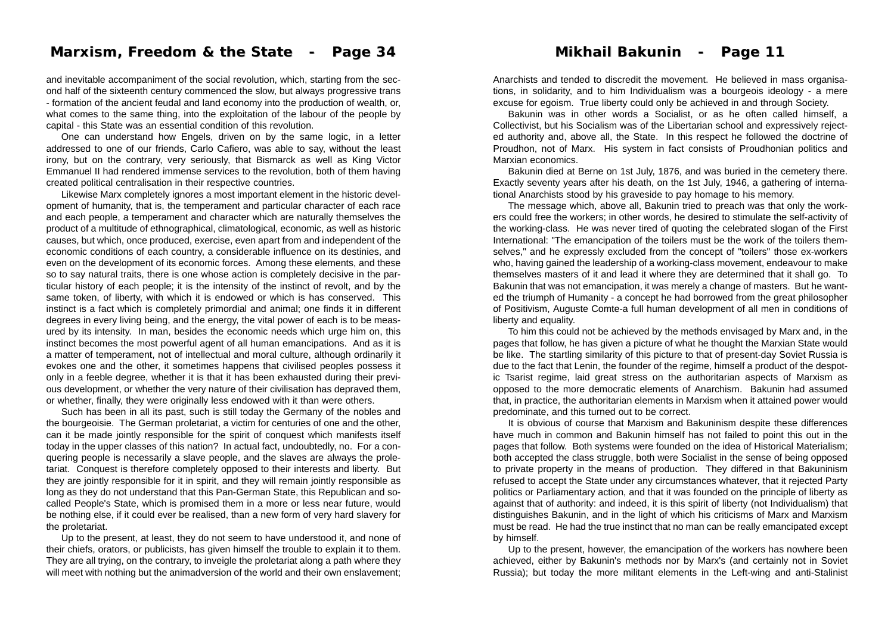and inevitable accompaniment of the social revolution, which, starting from the second half of the sixteenth century commenced the slow, but always progressive trans - formation of the ancient feudal and land economy into the production of wealth, or, what comes to the same thing, into the exploitation of the labour of the people by capital - this State was an essential condition of this revolution.

One can understand how Engels, driven on by the same logic, in a letter addressed to one of our friends, Carlo Cafiero, was able to say, without the least irony, but on the contrary, very seriously, that Bismarck as well as King Victor Emmanuel II had rendered immense services to the revolution, both of them having created political centralisation in their respective countries.

Likewise Marx completely ignores a most important element in the historic development of humanity, that is, the temperament and particular character of each race and each people, a temperament and character which are naturally themselves the product of a multitude of ethnographical, climatological, economic, as well as historic causes, but which, once produced, exercise, even apart from and independent of the economic conditions of each country, a considerable influence on its destinies, and even on the development of its economic forces. Among these elements, and these so to say natural traits, there is one whose action is completely decisive in the particular history of each people; it is the intensity of the instinct of revolt, and by the same token, of liberty, with which it is endowed or which is has conserved. This instinct is a fact which is completely primordial and animal; one finds it in different degrees in every living being, and the energy, the vital power of each is to be measured by its intensity. In man, besides the economic needs which urge him on, this instinct becomes the most powerful agent of all human emancipations. And as it is a matter of temperament, not of intellectual and moral culture, although ordinarily it evokes one and the other, it sometimes happens that civilised peoples possess it only in a feeble degree, whether it is that it has been exhausted during their previous development, or whether the very nature of their civilisation has depraved them, or whether, finally, they were originally less endowed with it than were others.

Such has been in all its past, such is still today the Germany of the nobles and the bourgeoisie. The German proletariat, a victim for centuries of one and the other, can it be made jointly responsible for the spirit of conquest which manifests itself today in the upper classes of this nation? In actual fact, undoubtedly, no. For a conquering people is necessarily a slave people, and the slaves are always the proletariat. Conquest is therefore completely opposed to their interests and liberty. But they are jointly responsible for it in spirit, and they will remain jointly responsible as long as they do not understand that this Pan-German State, this Republican and so-called People's State, which is promised them in a more or less near future, would be nothing else, if it could ever be realised, than a new form of very hard slavery for the proletariat.

Up to the present, at least, they do not seem to have understood it, and none of their chiefs, orators, or publicists, has given himself the trouble to explain it to them. They are all trying, on the contrary, to inveigle the proletariat along a path where they will meet with nothing but the animadversion of the world and their own enslavement;

Anarchists and tended to discredit the movement. He believed in mass organisations, in solidarity, and to him Individualism was a bourgeois ideology - a mere excuse for egoism. True liberty could only be achieved in and through Society.

Bakunin was in other words a Socialist, or as he often called himself, a Collectivist, but his Socialism was of the Libertarian school and expressively rejected authority and, above all, the State. In this respect he followed the doctrine of Proudhon, not of Marx. His system in fact consists of Proudhonian politics and Marxian economics.

Bakunin died at Berne on 1st July, 1876, and was buried in the cemetery there. Exactly seventy years after his death, on the 1st July, 1946, a gathering of international Anarchists stood by his graveside to pay homage to his memory.

The message which, above all, Bakunin tried to preach was that only the workers could free the workers; in other words, he desired to stimulate the self-activity of the working-class. He was never tired of quoting the celebrated slogan of the First International: "The emancipation of the toilers must be the work of the toilers themselves," and he expressly excluded from the concept of "toilers" those ex-workers who, having gained the leadership of a working-class movement, endeavour to make themselves masters of it and lead it where they are determined that it shall go. To Bakunin that was not emancipation, it was merely a change of masters. But he wanted the triumph of Humanity - a concept he had borrowed from the great philosopher of Positivism, Auguste Comte-a full human development of all men in conditions of liberty and equality.

To him this could not be achieved by the methods envisaged by Marx and, in the pages that follow, he has given a picture of what he thought the Marxian State would be like. The startling similarity of this picture to that of present-day Soviet Russia is due to the fact that Lenin, the founder of the regime, himself a product of the despotic Tsarist regime, laid great stress on the authoritarian aspects of Marxism as opposed to the more democratic elements of Anarchism. Bakunin had assumed that, in practice, the authoritarian elements in Marxism when it attained power would predominate, and this turned out to be correct.

It is obvious of course that Marxism and Bakuninism despite these differences have much in common and Bakunin himself has not failed to point this out in the pages that follow. Both systems were founded on the idea of Historical Materialism; both accepted the class struggle, both were Socialist in the sense of being opposed to private property in the means of production. They differed in that Bakuninism refused to accept the State under any circumstances whatever, that it rejected Party politics or Parliamentary action, and that it was founded on the principle of liberty as against that of authority: and indeed, it is this spirit of liberty (not Individualism) that distinguishes Bakunin, and in the light of which his criticisms of Marx and Marxism must be read. He had the true instinct that no man can be really emancipated except by himself.

Up to the present, however, the emancipation of the workers has nowhere been achieved, either by Bakunin's methods nor by Marx's (and certainly not in Soviet Russia); but today the more militant elements in the Left-wing and anti-Stalinist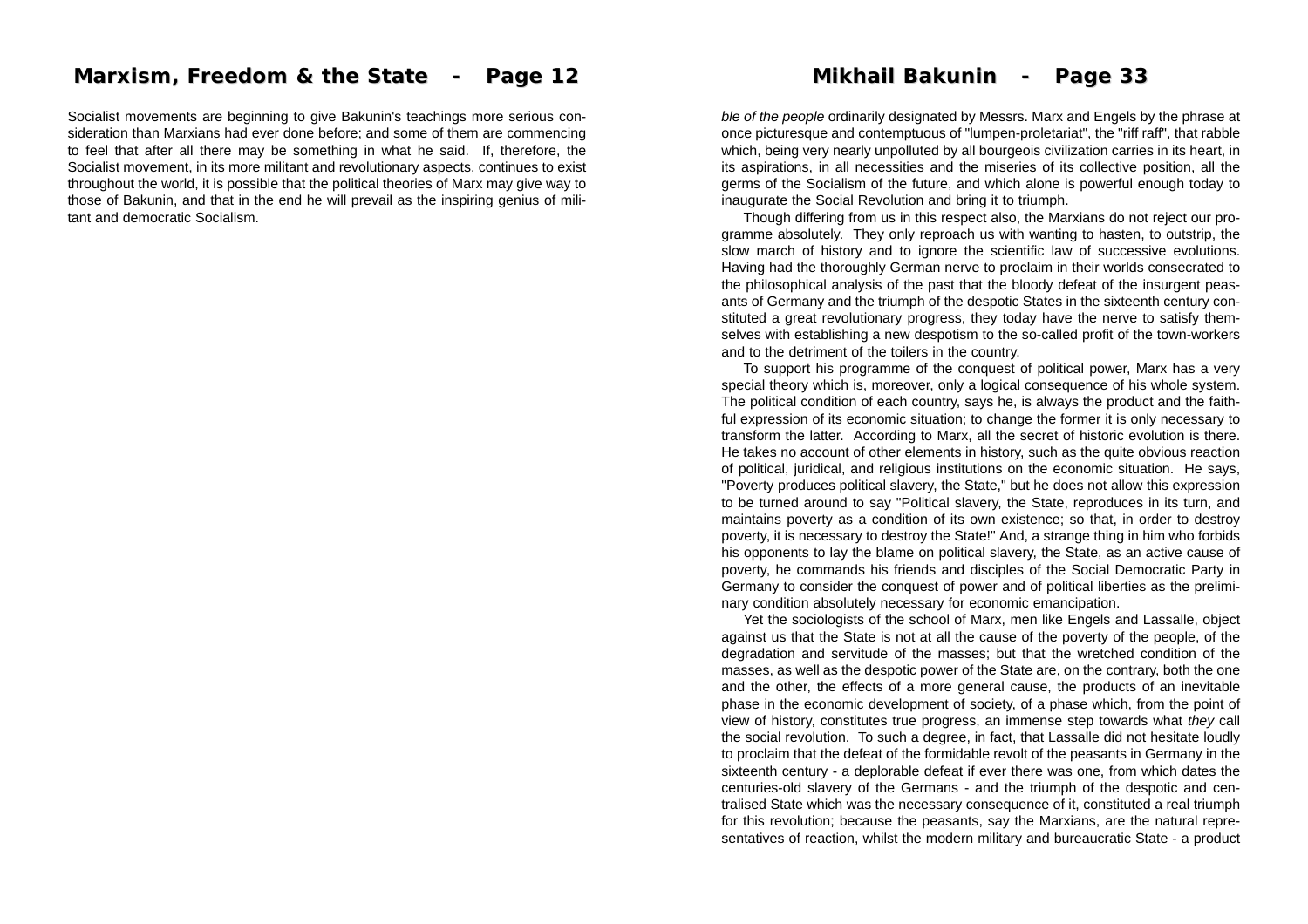Socialist movements are beginning to give Bakunin's teachings more serious consideration than Marxians had ever done before; and some of them are commencing to feel that after all there may be something in what he said. If, therefore, the Socialist movement, in its more militant and revolutionary aspects, continues to exist throughout the world, it is possible that the political theories of Marx may give way to those of Bakunin, and that in the end he will prevail as the inspiring genius of militant and democratic Socialism.

*ble of the people* ordinarily designated by Messrs. Marx and Engels by the phrase at once picturesque and contemptuous of "lumpen-proletariat", the "riff raff", that rabble which, being very nearly unpolluted by all bourgeois civilization carries in its heart, in its aspirations, in all necessities and the miseries of its collective position, all the germs of the Socialism of the future, and which alone is powerful enough today to inaugurate the Social Revolution and bring it to triumph.

Though differing from us in this respect also, the Marxians do not reject our programme absolutely. They only reproach us with wanting to hasten, to outstrip, the slow march of history and to ignore the scientific law of successive evolutions. Having had the thoroughly German nerve to proclaim in their worlds consecrated to the philosophical analysis of the past that the bloody defeat of the insurgent peasants of Germany and the triumph of the despotic States in the sixteenth century constituted a great revolutionary progress, they today have the nerve to satisfy themselves with establishing a new despotism to the so-called profit of the town-workers and to the detriment of the toilers in the country.

To support his programme of the conquest of political power, Marx has a very special theory which is, moreover, only a logical consequence of his whole system. The political condition of each country, says he, is always the product and the faithful expression of its economic situation; to change the former it is only necessary to transform the latter. According to Marx, all the secret of historic evolution is there. He takes no account of other elements in history, such as the quite obvious reaction of political, juridical, and religious institutions on the economic situation. He says, "Poverty produces political slavery, the State," but he does not allow this expression to be turned around to say "Political slavery, the State, reproduces in its turn, and maintains poverty as a condition of its own existence; so that, in order to destroy poverty, it is necessary to destroy the State!" And, a strange thing in him who forbids his opponents to lay the blame on political slavery, the State, as an active cause of poverty, he commands his friends and disciples of the Social Democratic Party in Germany to consider the conquest of power and of political liberties as the preliminary condition absolutely necessary for economic emancipation.

Yet the sociologists of the school of Marx, men like Engels and Lassalle, object against us that the State is not at all the cause of the poverty of the people, of the degradation and servitude of the masses; but that the wretched condition of the masses, as well as the despotic power of the State are, on the contrary, both the one and the other, the effects of a more general cause, the products of an inevitable phase in the economic development of society, of a phase which, from the point of view of history, constitutes true progress, an immense step towards what *they* call the social revolution. To such a degree, in fact, that Lassalle did not hesitate loudly to proclaim that the defeat of the formidable revolt of the peasants in Germany in the sixteenth century - a deplorable defeat if ever there was one, from which dates the centuries-old slavery of the Germans - and the triumph of the despotic and centralised State which was the necessary consequence of it, constituted a real triumph for this revolution; because the peasants, say the Marxians, are the natural representatives of reaction, whilst the modern military and bureaucratic State - a product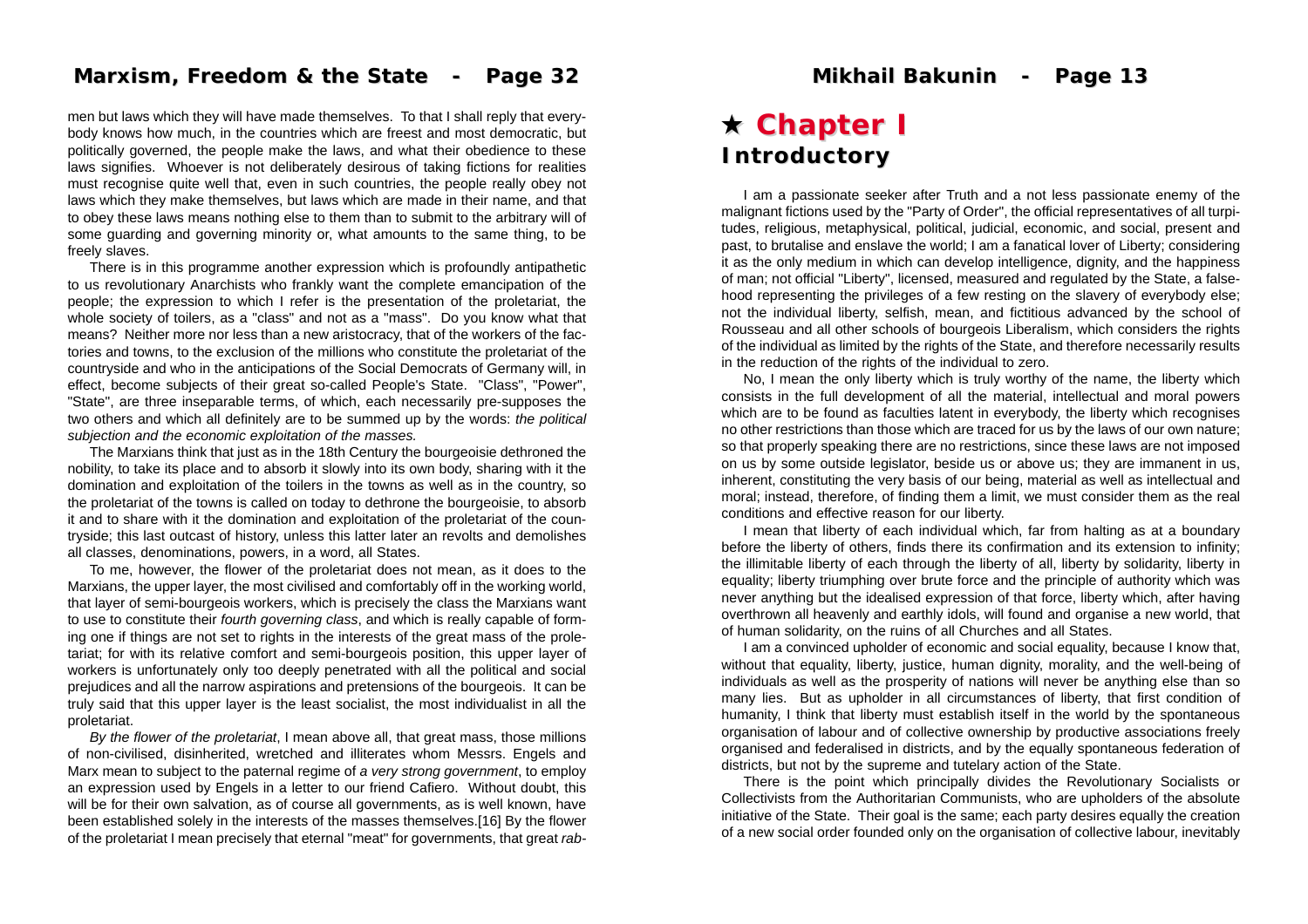men but laws which they will have made themselves. To that I shall reply that everybody knows how much, in the countries which are freest and most democratic, but politically governed, the people make the laws, and what their obedience to these laws signifies. Whoever is not deliberately desirous of taking fictions for realities must recognise quite well that, even in such countries, the people really obey not laws which they make themselves, but laws which are made in their name, and that to obey these laws means nothing else to them than to submit to the arbitrary will of some guarding and governing minority or, what amounts to the same thing, to be freely slaves.

There is in this programme another expression which is profoundly antipathetic to us revolutionary Anarchists who frankly want the complete emancipation of the people; the expression to which I refer is the presentation of the proletariat, the whole society of toilers, as a "class" and not as a "mass". Do you know what that means? Neither more nor less than a new aristocracy, that of the workers of the factories and towns, to the exclusion of the millions who constitute the proletariat of the countryside and who in the anticipations of the Social Democrats of Germany will, in effect, become subjects of their great so-called People's State. "Class", "Power", "State", are three inseparable terms, of which, each necessarily pre-supposes the two others and which all definitely are to be summed up by the words: *the political subjection and the economic exploitation of the masses.*

The Marxians think that just as in the 18th Century the bourgeoisie dethroned the nobility, to take its place and to absorb it slowly into its own body, sharing with it the domination and exploitation of the toilers in the towns as well as in the country, so the proletariat of the towns is called on today to dethrone the bourgeoisie, to absorb it and to share with it the domination and exploitation of the proletariat of the countryside; this last outcast of history, unless this latter later an revolts and demolishes all classes, denominations, powers, in a word, all States.

To me, however, the flower of the proletariat does not mean, as it does to the Marxians, the upper layer, the most civilised and comfortably off in the working world, that layer of semi-bourgeois workers, which is precisely the class the Marxians want to use to constitute their *fourth governing class*, and which is really capable of forming one if things are not set to rights in the interests of the great mass of the proletariat; for with its relative comfort and semi-bourgeois position, this upper layer of workers is unfortunately only too deeply penetrated with all the political and social prejudices and all the narrow aspirations and pretensions of the bourgeois. It can be truly said that this upper layer is the least socialist, the most individualist in all the proletariat.

*By the flower of the proletariat*, I mean above all, that great mass, those millions of non-civilised, disinherited, wretched and illiterates whom Messrs. Engels and Marx mean to subject to the paternal regime of *a very strong government*, to employ an expression used by Engels in a letter to our friend Cafiero. Without doubt, this will be for their own salvation, as of course all governments, as is well known, have been established solely in the interests of the masses themselves.[16] By the flower of the proletariat I mean precisely that eternal "meat" for governments, that great *rab-*

# ★ Chapter I

## Introductory

I am a passionate seeker after Truth and a not less passionate enemy of the malignant fictions used by the "Party of Order", the official representatives of all turpitudes, religious, metaphysical, political, judicial, economic, and social, present and past, to brutalise and enslave the world; I am a fanatical lover of Liberty; considering it as the only medium in which can develop intelligence, dignity, and the happiness of man; not official "Liberty", licensed, measured and regulated by the State, a falsehood representing the privileges of a few resting on the slavery of everybody else; not the individual liberty, selfish, mean, and fictitious advanced by the school of Rousseau and all other schools of bourgeois Liberalism, which considers the rights of the individual as limited by the rights of the State, and therefore necessarily results in the reduction of the rights of the individual to zero.

No, I mean the only liberty which is truly worthy of the name, the liberty which consists in the full development of all the material, intellectual and moral powers which are to be found as faculties latent in everybody, the liberty which recognises no other restrictions than those which are traced for us by the laws of our own nature; so that properly speaking there are no restrictions, since these laws are not imposed on us by some outside legislator, beside us or above us; they are immanent in us, inherent, constituting the very basis of our being, material as well as intellectual and moral; instead, therefore, of finding them a limit, we must consider them as the real conditions and effective reason for our liberty.

I mean that liberty of each individual which, far from halting as at a boundary before the liberty of others, finds there its confirmation and its extension to infinity; the illimitable liberty of each through the liberty of all, liberty by solidarity, liberty in equality; liberty triumphing over brute force and the principle of authority which was never anything but the idealised expression of that force, liberty which, after having overthrown all heavenly and earthly idols, will found and organise a new world, that of human solidarity, on the ruins of all Churches and all States.

I am a convinced upholder of economic and social equality, because I know that, without that equality, liberty, justice, human dignity, morality, and the well-being of individuals as well as the prosperity of nations will never be anything else than so many lies. But as upholder in all circumstances of liberty, that first condition of humanity, I think that liberty must establish itself in the world by the spontaneous organisation of labour and of collective ownership by productive associations freely organised and federalised in districts, and by the equally spontaneous federation of districts, but not by the supreme and tutelary action of the State.

There is the point which principally divides the Revolutionary Socialists or Collectivists from the Authoritarian Communists, who are upholders of the absolute initiative of the State. Their goal is the same; each party desires equally the creation of a new social order founded only on the organisation of collective labour, inevitably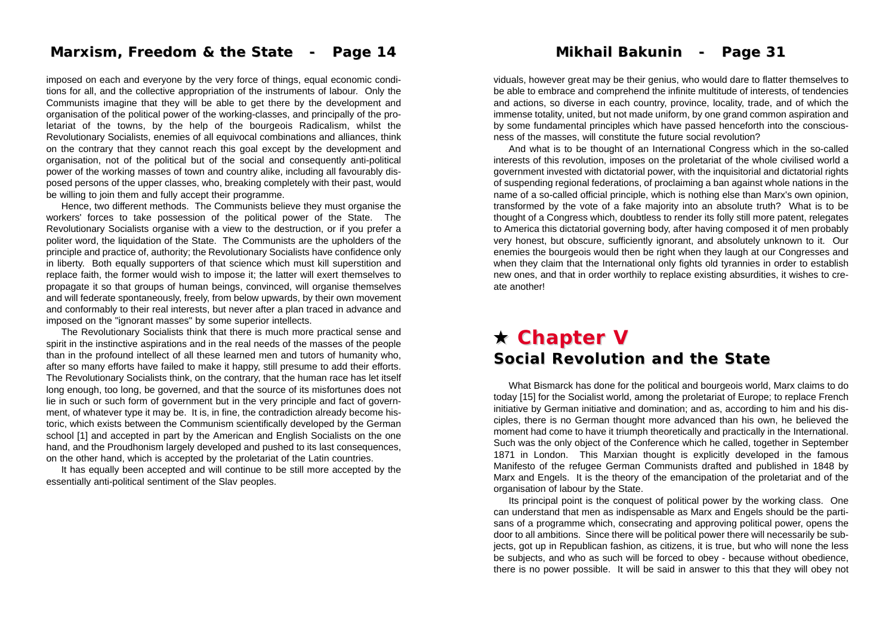imposed on each and everyone by the very force of things, equal economic conditions for all, and the collective appropriation of the instruments of labour. Only the Communists imagine that they will be able to get there by the development and organisation of the political power of the working-classes, and principally of the proletariat of the towns, by the help of the bourgeois Radicalism, whilst the Revolutionary Socialists, enemies of all equivocal combinations and alliances, think on the contrary that they cannot reach this goal except by the development and organisation, not of the political but of the social and consequently anti-political power of the working masses of town and country alike, including all favourably disposed persons of the upper classes, who, breaking completely with their past, would be willing to join them and fully accept their programme.

Hence, two different methods. The Communists believe they must organise the workers' forces to take possession of the political power of the State. The Revolutionary Socialists organise with a view to the destruction, or if you prefer a politer word, the liquidation of the State. The Communists are the upholders of the principle and practice of, authority; the Revolutionary Socialists have confidence only in liberty. Both equally supporters of that science which must kill superstition and replace faith, the former would wish to impose it; the latter will exert themselves to propagate it so that groups of human beings, convinced, will organise themselves and will federate spontaneously, freely, from below upwards, by their own movement and conformably to their real interests, but never after a plan traced in advance and imposed on the "ignorant masses" by some superior intellects.

The Revolutionary Socialists think that there is much more practical sense and spirit in the instinctive aspirations and in the real needs of the masses of the people than in the profound intellect of all these learned men and tutors of humanity who, after so many efforts have failed to make it happy, still presume to add their efforts. The Revolutionary Socialists think, on the contrary, that the human race has let itself long enough, too long, be governed, and that the source of its misfortunes does not lie in such or such form of government but in the very principle and fact of government, of whatever type it may be. It is, in fine, the contradiction already become historic, which exists between the Communism scientifically developed by the German school [1] and accepted in part by the American and English Socialists on the one hand, and the Proudhonism largely developed and pushed to its last consequences, on the other hand, which is accepted by the proletariat of the Latin countries.

It has equally been accepted and will continue to be still more accepted by the essentially anti-political sentiment of the Slav peoples.

viduals, however great may be their genius, who would dare to flatter themselves to be able to embrace and comprehend the infinite multitude of interests, of tendencies and actions, so diverse in each country, province, locality, trade, and of which the immense totality, united, but not made uniform, by one grand common aspiration and by some fundamental principles which have passed henceforth into the consciousness of the masses, will constitute the future social revolution?

And what is to be thought of an International Congress which in the so-called interests of this revolution, imposes on the proletariat of the whole civilised world a government invested with dictatorial power, with the inquisitorial and dictatorial rights of suspending regional federations, of proclaiming a ban against whole nations in the name of a so-called official principle, which is nothing else than Marx's own opinion, transformed by the vote of a fake majority into an absolute truth? What is to be thought of a Congress which, doubtless to render its folly still more patent, relegates to America this dictatorial governing body, after having composed it of men probably very honest, but obscure, sufficiently ignorant, and absolutely unknown to it. Our enemies the bourgeois would then be right when they laugh at our Congresses and when they claim that the International only fights old tyrannies in order to establish new ones, and that in order worthily to replace existing absurdities, it wishes to create another!

## ★ Chapter V
## Social Revolution and the State

What Bismarck has done for the political and bourgeois world, Marx claims to do today [15] for the Socialist world, among the proletariat of Europe; to replace French initiative by German initiative and domination; and as, according to him and his disciples, there is no German thought more advanced than his own, he believed the moment had come to have it triumph theoretically and practically in the International. Such was the only object of the Conference which he called, together in September 1871 in London. This Marxian thought is explicitly developed in the famous Manifesto of the refugee German Communists drafted and published in 1848 by Marx and Engels. It is the theory of the emancipation of the proletariat and of the organisation of labour by the State.

Its principal point is the conquest of political power by the working class. One can understand that men as indispensable as Marx and Engels should be the partisans of a programme which, consecrating and approving political power, opens the door to all ambitions. Since there will be political power there will necessarily be subjects, got up in Republican fashion, as citizens, it is true, but who will none the less be subjects, and who as such will be forced to obey - because without obedience, there is no power possible. It will be said in answer to this that they will obey not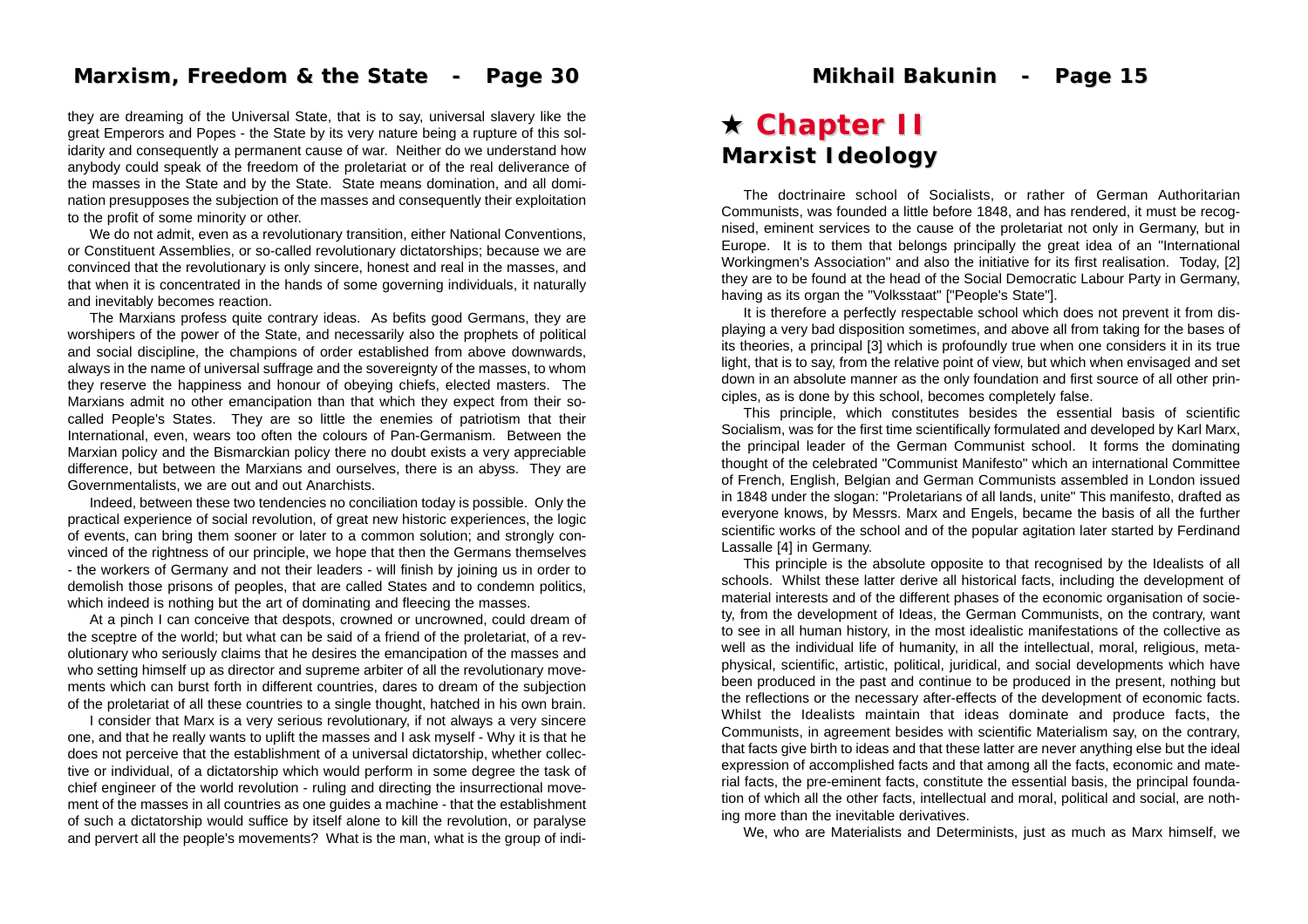they are dreaming of the Universal State, that is to say, universal slavery like the great Emperors and Popes - the State by its very nature being a rupture of this solidarity and consequently a permanent cause of war. Neither do we understand how anybody could speak of the freedom of the proletariat or of the real deliverance of the masses in the State and by the State. State means domination, and all domination presupposes the subjection of the masses and consequently their exploitation to the profit of some minority or other.

We do not admit, even as a revolutionary transition, either National Conventions, or Constituent Assemblies, or so-called revolutionary dictatorships; because we are convinced that the revolutionary is only sincere, honest and real in the masses, and that when it is concentrated in the hands of some governing individuals, it naturally and inevitably becomes reaction.

The Marxians profess quite contrary ideas. As befits good Germans, they are worshipers of the power of the State, and necessarily also the prophets of political and social discipline, the champions of order established from above downwards, always in the name of universal suffrage and the sovereignty of the masses, to whom they reserve the happiness and honour of obeying chiefs, elected masters. The Marxians admit no other emancipation than that which they expect from their so-called People's States. They are so little the enemies of patriotism that their International, even, wears too often the colours of Pan-Germanism. Between the Marxian policy and the Bismarckian policy there no doubt exists a very appreciable difference, but between the Marxians and ourselves, there is an abyss. They are Governmentalists, we are out and out Anarchists.

Indeed, between these two tendencies no conciliation today is possible. Only the practical experience of social revolution, of great new historic experiences, the logic of events, can bring them sooner or later to a common solution; and strongly convinced of the rightness of our principle, we hope that then the Germans themselves - the workers of Germany and not their leaders - will finish by joining us in order to demolish those prisons of peoples, that are called States and to condemn politics, which indeed is nothing but the art of dominating and fleecing the masses.

At a pinch I can conceive that despots, crowned or uncrowned, could dream of the sceptre of the world; but what can be said of a friend of the proletariat, of a revolutionary who seriously claims that he desires the emancipation of the masses and who setting himself up as director and supreme arbiter of all the revolutionary movements which can burst forth in different countries, dares to dream of the subjection of the proletariat of all these countries to a single thought, hatched in his own brain.

I consider that Marx is a very serious revolutionary, if not always a very sincere one, and that he really wants to uplift the masses and I ask myself - Why it is that he does not perceive that the establishment of a universal dictatorship, whether collective or individual, of a dictatorship which would perform in some degree the task of chief engineer of the world revolution - ruling and directing the insurrectional movement of the masses in all countries as one guides a machine - that the establishment of such a dictatorship would suffice by itself alone to kill the revolution, or paralyse and pervert all the people's movements? What is the man, what is the group of indi-

# ★ Chapter II
## Marxist Ideology

The doctrinaire school of Socialists, or rather of German Authoritarian Communists, was founded a little before 1848, and has rendered, it must be recognised, eminent services to the cause of the proletariat not only in Germany, but in Europe. It is to them that belongs principally the great idea of an "International Workingmen's Association" and also the initiative for its first realisation. Today, [2] they are to be found at the head of the Social Democratic Labour Party in Germany, having as its organ the "Volksstaat" ["People's State"].

It is therefore a perfectly respectable school which does not prevent it from displaying a very bad disposition sometimes, and above all from taking for the bases of its theories, a principal [3] which is profoundly true when one considers it in its true light, that is to say, from the relative point of view, but which when envisaged and set down in an absolute manner as the only foundation and first source of all other principles, as is done by this school, becomes completely false.

This principle, which constitutes besides the essential basis of scientific Socialism, was for the first time scientifically formulated and developed by Karl Marx, the principal leader of the German Communist school. It forms the dominating thought of the celebrated "Communist Manifesto" which an international Committee of French, English, Belgian and German Communists assembled in London issued in 1848 under the slogan: "Proletarians of all lands, unite" This manifesto, drafted as everyone knows, by Messrs. Marx and Engels, became the basis of all the further scientific works of the school and of the popular agitation later started by Ferdinand Lassalle [4] in Germany.

This principle is the absolute opposite to that recognised by the Idealists of all schools. Whilst these latter derive all historical facts, including the development of material interests and of the different phases of the economic organisation of society, from the development of Ideas, the German Communists, on the contrary, want to see in all human history, in the most idealistic manifestations of the collective as well as the individual life of humanity, in all the intellectual, moral, religious, metaphysical, scientific, artistic, political, juridical, and social developments which have been produced in the past and continue to be produced in the present, nothing but the reflections or the necessary after-effects of the development of economic facts. Whilst the Idealists maintain that ideas dominate and produce facts, the Communists, in agreement besides with scientific Materialism say, on the contrary, that facts give birth to ideas and that these latter are never anything else but the ideal expression of accomplished facts and that among all the facts, economic and material facts, the pre-eminent facts, constitute the essential basis, the principal foundation of which all the other facts, intellectual and moral, political and social, are nothing more than the inevitable derivatives.

We, who are Materialists and Determinists, just as much as Marx himself, we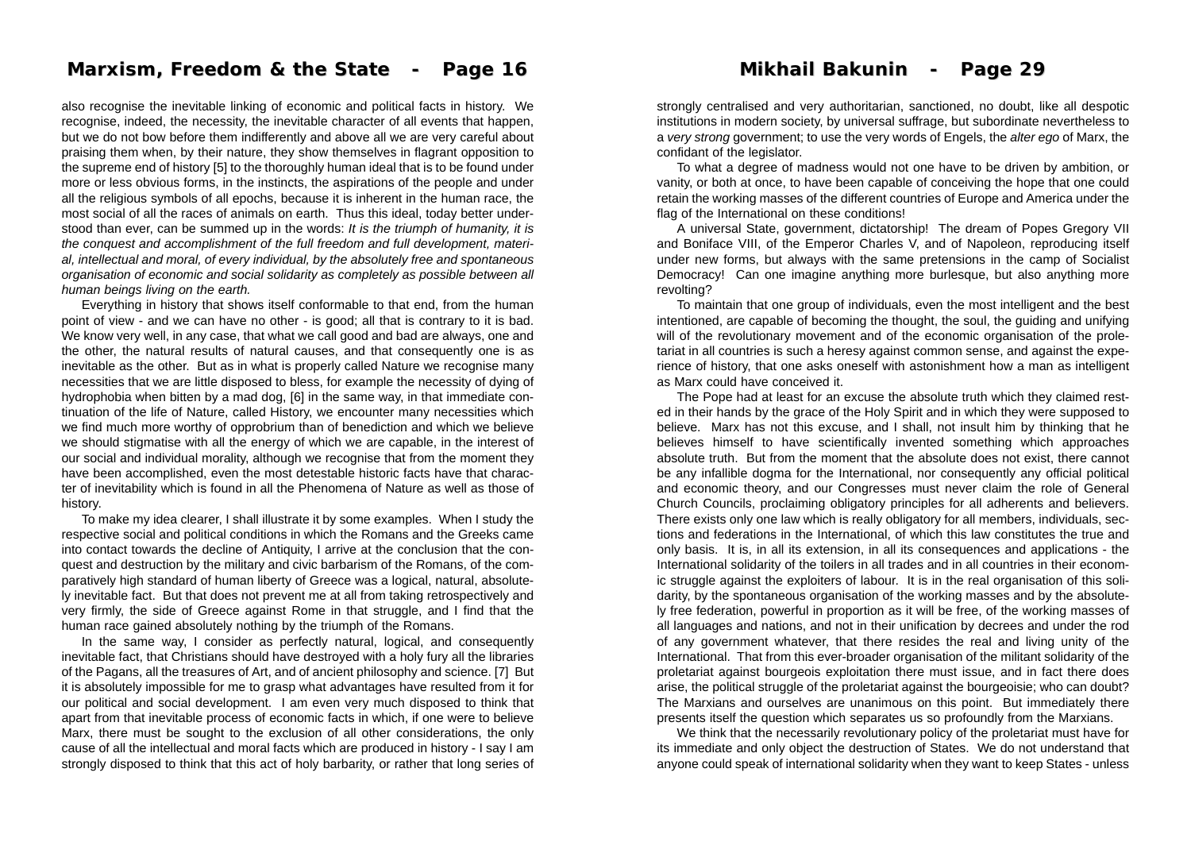also recognise the inevitable linking of economic and political facts in history. We recognise, indeed, the necessity, the inevitable character of all events that happen, but we do not bow before them indifferently and above all we are very careful about praising them when, by their nature, they show themselves in flagrant opposition to the supreme end of history [5] to the thoroughly human ideal that is to be found under more or less obvious forms, in the instincts, the aspirations of the people and under all the religious symbols of all epochs, because it is inherent in the human race, the most social of all the races of animals on earth. Thus this ideal, today better understood than ever, can be summed up in the words: *It is the triumph of humanity, it is the conquest and accomplishment of the full freedom and full development, material, intellectual and moral, of every individual, by the absolutely free and spontaneous organisation of economic and social solidarity as completely as possible between all human beings living on the earth.*

Everything in history that shows itself conformable to that end, from the human point of view - and we can have no other - is good; all that is contrary to it is bad. We know very well, in any case, that what we call good and bad are always, one and the other, the natural results of natural causes, and that consequently one is as inevitable as the other. But as in what is properly called Nature we recognise many necessities that we are little disposed to bless, for example the necessity of dying of hydrophobia when bitten by a mad dog, [6] in the same way, in that immediate continuation of the life of Nature, called History, we encounter many necessities which we find much more worthy of opprobrium than of benediction and which we believe we should stigmatise with all the energy of which we are capable, in the interest of our social and individual morality, although we recognise that from the moment they have been accomplished, even the most detestable historic facts have that character of inevitability which is found in all the Phenomena of Nature as well as those of history.

To make my idea clearer, I shall illustrate it by some examples. When I study the respective social and political conditions in which the Romans and the Greeks came into contact towards the decline of Antiquity, I arrive at the conclusion that the conquest and destruction by the military and civic barbarism of the Romans, of the comparatively high standard of human liberty of Greece was a logical, natural, absolutely inevitable fact. But that does not prevent me at all from taking retrospectively and very firmly, the side of Greece against Rome in that struggle, and I find that the human race gained absolutely nothing by the triumph of the Romans.

In the same way, I consider as perfectly natural, logical, and consequently inevitable fact, that Christians should have destroyed with a holy fury all the libraries of the Pagans, all the treasures of Art, and of ancient philosophy and science. [7] But it is absolutely impossible for me to grasp what advantages have resulted from it for our political and social development. I am even very much disposed to think that apart from that inevitable process of economic facts in which, if one were to believe Marx, there must be sought to the exclusion of all other considerations, the only cause of all the intellectual and moral facts which are produced in history - I say I am strongly disposed to think that this act of holy barbarity, or rather that long series of

strongly centralised and very authoritarian, sanctioned, no doubt, like all despotic institutions in modern society, by universal suffrage, but subordinate nevertheless to a *very strong* government; to use the very words of Engels, the *alter ego* of Marx, the confidant of the legislator.

To what a degree of madness would not one have to be driven by ambition, or vanity, or both at once, to have been capable of conceiving the hope that one could retain the working masses of the different countries of Europe and America under the flag of the International on these conditions!

A universal State, government, dictatorship! The dream of Popes Gregory VII and Boniface VIII, of the Emperor Charles V, and of Napoleon, reproducing itself under new forms, but always with the same pretensions in the camp of Socialist Democracy! Can one imagine anything more burlesque, but also anything more revolting?

To maintain that one group of individuals, even the most intelligent and the best intentioned, are capable of becoming the thought, the soul, the guiding and unifying will of the revolutionary movement and of the economic organisation of the proletariat in all countries is such a heresy against common sense, and against the experience of history, that one asks oneself with astonishment how a man as intelligent as Marx could have conceived it.

The Pope had at least for an excuse the absolute truth which they claimed rested in their hands by the grace of the Holy Spirit and in which they were supposed to believe. Marx has not this excuse, and I shall, not insult him by thinking that he believes himself to have scientifically invented something which approaches absolute truth. But from the moment that the absolute does not exist, there cannot be any infallible dogma for the International, nor consequently any official political and economic theory, and our Congresses must never claim the role of General Church Councils, proclaiming obligatory principles for all adherents and believers. There exists only one law which is really obligatory for all members, individuals, sections and federations in the International, of which this law constitutes the true and only basis. It is, in all its extension, in all its consequences and applications - the International solidarity of the toilers in all trades and in all countries in their economic struggle against the exploiters of labour. It is in the real organisation of this solidarity, by the spontaneous organisation of the working masses and by the absolutely free federation, powerful in proportion as it will be free, of the working masses of all languages and nations, and not in their unification by decrees and under the rod of any government whatever, that there resides the real and living unity of the International. That from this ever-broader organisation of the militant solidarity of the proletariat against bourgeois exploitation there must issue, and in fact there does arise, the political struggle of the proletariat against the bourgeoisie; who can doubt? The Marxians and ourselves are unanimous on this point. But immediately there presents itself the question which separates us so profoundly from the Marxians.

We think that the necessarily revolutionary policy of the proletariat must have for its immediate and only object the destruction of States. We do not understand that anyone could speak of international solidarity when they want to keep States - unless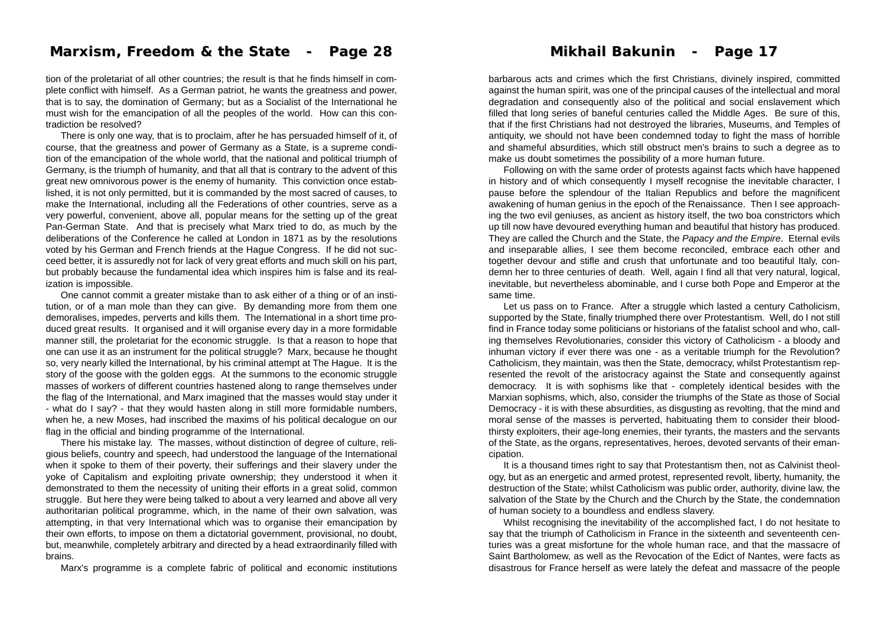tion of the proletariat of all other countries; the result is that he finds himself in complete conflict with himself. As a German patriot, he wants the greatness and power, that is to say, the domination of Germany; but as a Socialist of the International he must wish for the emancipation of all the peoples of the world. How can this contradiction be resolved?

There is only one way, that is to proclaim, after he has persuaded himself of it, of course, that the greatness and power of Germany as a State, is a supreme condition of the emancipation of the whole world, that the national and political triumph of Germany, is the triumph of humanity, and that all that is contrary to the advent of this great new omnivorous power is the enemy of humanity. This conviction once established, it is not only permitted, but it is commanded by the most sacred of causes, to make the International, including all the Federations of other countries, serve as a very powerful, convenient, above all, popular means for the setting up of the great Pan-German State. And that is precisely what Marx tried to do, as much by the deliberations of the Conference he called at London in 1871 as by the resolutions voted by his German and French friends at the Hague Congress. If he did not succeed better, it is assuredly not for lack of very great efforts and much skill on his part, but probably because the fundamental idea which inspires him is false and its realization is impossible.

One cannot commit a greater mistake than to ask either of a thing or of an institution, or of a man mole than they can give. By demanding more from them one demoralises, impedes, perverts and kills them. The International in a short time produced great results. It organised and it will organise every day in a more formidable manner still, the proletariat for the economic struggle. Is that a reason to hope that one can use it as an instrument for the political struggle? Marx, because he thought so, very nearly killed the International, by his criminal attempt at The Hague. It is the story of the goose with the golden eggs. At the summons to the economic struggle masses of workers of different countries hastened along to range themselves under the flag of the International, and Marx imagined that the masses would stay under it - what do I say? - that they would hasten along in still more formidable numbers, when he, a new Moses, had inscribed the maxims of his political decalogue on our flag in the official and binding programme of the International.

There his mistake lay. The masses, without distinction of degree of culture, religious beliefs, country and speech, had understood the language of the International when it spoke to them of their poverty, their sufferings and their slavery under the yoke of Capitalism and exploiting private ownership; they understood it when it demonstrated to them the necessity of uniting their efforts in a great solid, common struggle. But here they were being talked to about a very learned and above all very authoritarian political programme, which, in the name of their own salvation, was attempting, in that very International which was to organise their emancipation by their own efforts, to impose on them a dictatorial government, provisional, no doubt, but, meanwhile, completely arbitrary and directed by a head extraordinarily filled with brains.

Marx's programme is a complete fabric of political and economic institutions

barbarous acts and crimes which the first Christians, divinely inspired, committed against the human spirit, was one of the principal causes of the intellectual and moral degradation and consequently also of the political and social enslavement which filled that long series of baneful centuries called the Middle Ages. Be sure of this, that if the first Christians had not destroyed the libraries, Museums, and Temples of antiquity, we should not have been condemned today to fight the mass of horrible and shameful absurdities, which still obstruct men's brains to such a degree as to make us doubt sometimes the possibility of a more human future.

Following on with the same order of protests against facts which have happened in history and of which consequently I myself recognise the inevitable character, I pause before the splendour of the Italian Republics and before the magnificent awakening of human genius in the epoch of the Renaissance. Then I see approaching the two evil geniuses, as ancient as history itself, the two boa constrictors which up till now have devoured everything human and beautiful that history has produced. They are called the Church and the State, the *Papacy and the Empire*. Eternal evils and inseparable allies, I see them become reconciled, embrace each other and together devour and stifle and crush that unfortunate and too beautiful Italy, condemn her to three centuries of death. Well, again I find all that very natural, logical, inevitable, but nevertheless abominable, and I curse both Pope and Emperor at the same time.

Let us pass on to France. After a struggle which lasted a century Catholicism, supported by the State, finally triumphed there over Protestantism. Well, do I not still find in France today some politicians or historians of the fatalist school and who, calling themselves Revolutionaries, consider this victory of Catholicism - a bloody and inhuman victory if ever there was one - as a veritable triumph for the Revolution? Catholicism, they maintain, was then the State, democracy, whilst Protestantism represented the revolt of the aristocracy against the State and consequently against democracy. It is with sophisms like that - completely identical besides with the Marxian sophisms, which, also, consider the triumphs of the State as those of Social Democracy - it is with these absurdities, as disgusting as revolting, that the mind and moral sense of the masses is perverted, habituating them to consider their bloodthirsty exploiters, their age-long enemies, their tyrants, the masters and the servants of the State, as the organs, representatives, heroes, devoted servants of their emancipation.

It is a thousand times right to say that Protestantism then, not as Calvinist theology, but as an energetic and armed protest, represented revolt, liberty, humanity, the destruction of the State; whilst Catholicism was public order, authority, divine law, the salvation of the State by the Church and the Church by the State, the condemnation of human society to a boundless and endless slavery.

Whilst recognising the inevitability of the accomplished fact, I do not hesitate to say that the triumph of Catholicism in France in the sixteenth and seventeenth centuries was a great misfortune for the whole human race, and that the massacre of Saint Bartholomew, as well as the Revocation of the Edict of Nantes, were facts as disastrous for France herself as were lately the defeat and massacre of the people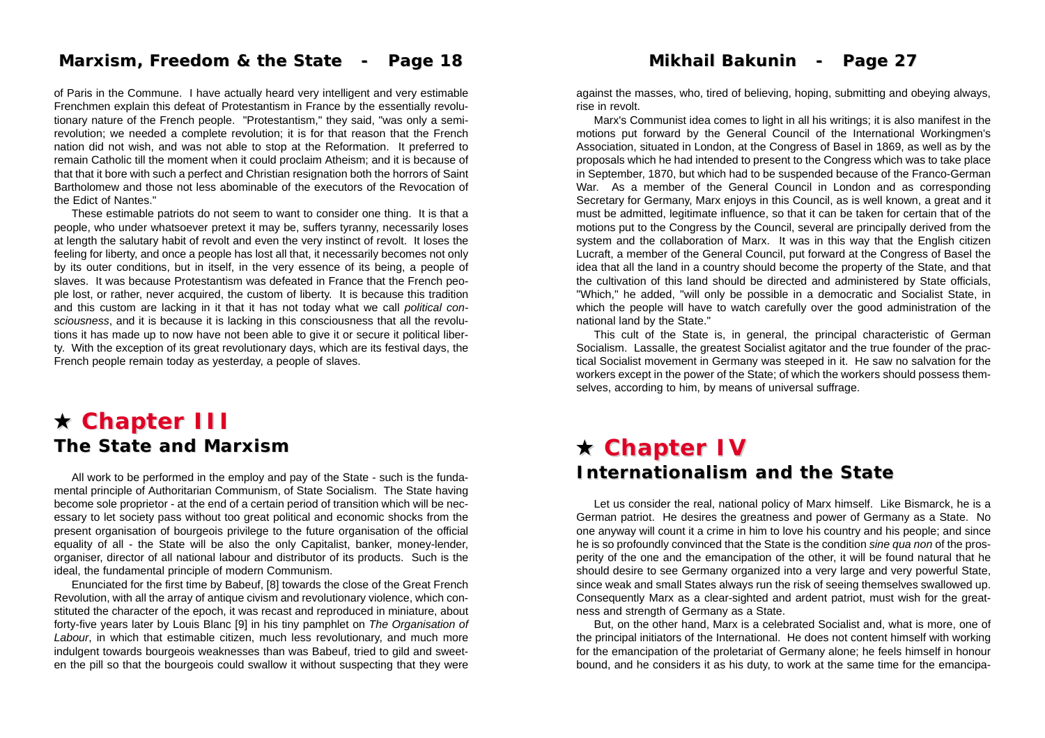of Paris in the Commune. I have actually heard very intelligent and very estimable Frenchmen explain this defeat of Protestantism in France by the essentially revolutionary nature of the French people. "Protestantism," they said, "was only a semi-revolution; we needed a complete revolution; it is for that reason that the French nation did not wish, and was not able to stop at the Reformation. It preferred to remain Catholic till the moment when it could proclaim Atheism; and it is because of that that it bore with such a perfect and Christian resignation both the horrors of Saint Bartholomew and those not less abominable of the executors of the Revocation of the Edict of Nantes."

These estimable patriots do not seem to want to consider one thing. It is that a people, who under whatsoever pretext it may be, suffers tyranny, necessarily loses at length the salutary habit of revolt and even the very instinct of revolt. It loses the feeling for liberty, and once a people has lost all that, it necessarily becomes not only by its outer conditions, but in itself, in the very essence of its being, a people of slaves. It was because Protestantism was defeated in France that the French people lost, or rather, never acquired, the custom of liberty. It is because this tradition and this custom are lacking in it that it has not today what we call *political consciousness*, and it is because it is lacking in this consciousness that all the revolutions it has made up to now have not been able to give it or secure it political liberty. With the exception of its great revolutionary days, which are its festival days, the French people remain today as yesterday, a people of slaves.

# ★ Chapter III
## The State and Marxism

All work to be performed in the employ and pay of the State - such is the fundamental principle of Authoritarian Communism, of State Socialism. The State having become sole proprietor - at the end of a certain period of transition which will be necessary to let society pass without too great political and economic shocks from the present organisation of bourgeois privilege to the future organisation of the official equality of all - the State will be also the only Capitalist, banker, money-lender, organiser, director of all national labour and distributor of its products. Such is the ideal, the fundamental principle of modern Communism.

Enunciated for the first time by Babeuf, [8] towards the close of the Great French Revolution, with all the array of antique civism and revolutionary violence, which constituted the character of the epoch, it was recast and reproduced in miniature, about forty-five years later by Louis Blanc [9] in his tiny pamphlet on *The Organisation of Labour*, in which that estimable citizen, much less revolutionary, and much more indulgent towards bourgeois weaknesses than was Babeuf, tried to gild and sweeten the pill so that the bourgeois could swallow it without suspecting that they were

against the masses, who, tired of believing, hoping, submitting and obeying always, rise in revolt.

Marx's Communist idea comes to light in all his writings; it is also manifest in the motions put forward by the General Council of the International Workingmen's Association, situated in London, at the Congress of Basel in 1869, as well as by the proposals which he had intended to present to the Congress which was to take place in September, 1870, but which had to be suspended because of the Franco-German War. As a member of the General Council in London and as corresponding Secretary for Germany, Marx enjoys in this Council, as is well known, a great and it must be admitted, legitimate influence, so that it can be taken for certain that of the motions put to the Congress by the Council, several are principally derived from the system and the collaboration of Marx. It was in this way that the English citizen Lucraft, a member of the General Council, put forward at the Congress of Basel the idea that all the land in a country should become the property of the State, and that the cultivation of this land should be directed and administered by State officials, "Which," he added, "will only be possible in a democratic and Socialist State, in which the people will have to watch carefully over the good administration of the national land by the State."

This cult of the State is, in general, the principal characteristic of German Socialism. Lassalle, the greatest Socialist agitator and the true founder of the practical Socialist movement in Germany was steeped in it. He saw no salvation for the workers except in the power of the State; of which the workers should possess themselves, according to him, by means of universal suffrage.

# ★ Chapter IV
## Internationalism and the State

Let us consider the real, national policy of Marx himself. Like Bismarck, he is a German patriot. He desires the greatness and power of Germany as a State. No one anyway will count it a crime in him to love his country and his people; and since he is so profoundly convinced that the State is the condition *sine qua non* of the prosperity of the one and the emancipation of the other, it will be found natural that he should desire to see Germany organized into a very large and very powerful State, since weak and small States always run the risk of seeing themselves swallowed up. Consequently Marx as a clear-sighted and ardent patriot, must wish for the greatness and strength of Germany as a State.

But, on the other hand, Marx is a celebrated Socialist and, what is more, one of the principal initiators of the International. He does not content himself with working for the emancipation of the proletariat of Germany alone; he feels himself in honour bound, and he considers it as his duty, to work at the same time for the emancipa-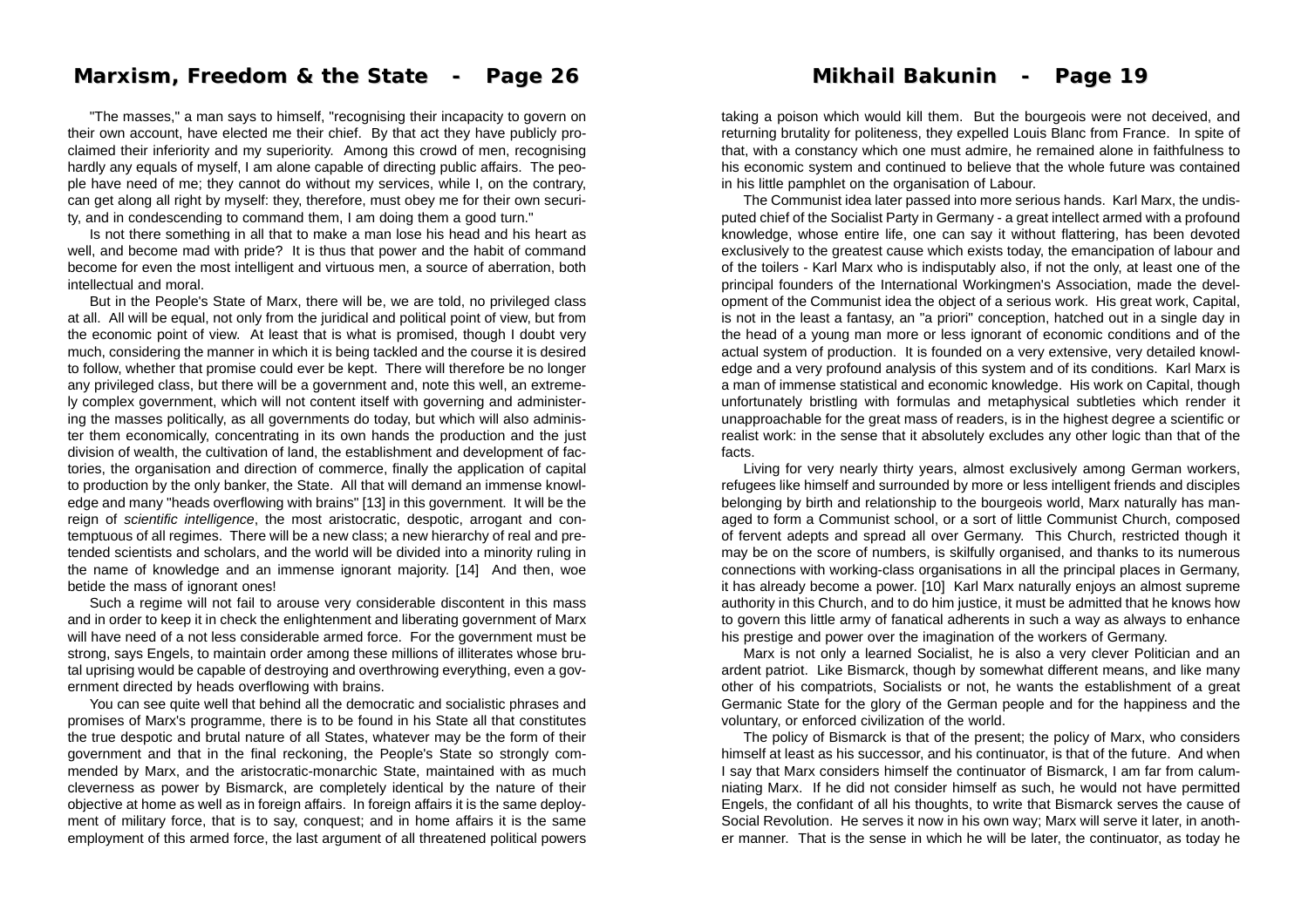"The masses," a man says to himself, "recognising their incapacity to govern on their own account, have elected me their chief. By that act they have publicly proclaimed their inferiority and my superiority. Among this crowd of men, recognising hardly any equals of myself, I am alone capable of directing public affairs. The people have need of me; they cannot do without my services, while I, on the contrary, can get along all right by myself: they, therefore, must obey me for their own security, and in condescending to command them, I am doing them a good turn."

Is not there something in all that to make a man lose his head and his heart as well, and become mad with pride? It is thus that power and the habit of command become for even the most intelligent and virtuous men, a source of aberration, both intellectual and moral.

But in the People's State of Marx, there will be, we are told, no privileged class at all. All will be equal, not only from the juridical and political point of view, but from the economic point of view. At least that is what is promised, though I doubt very much, considering the manner in which it is being tackled and the course it is desired to follow, whether that promise could ever be kept. There will therefore be no longer any privileged class, but there will be a government and, note this well, an extremely complex government, which will not content itself with governing and administering the masses politically, as all governments do today, but which will also administer them economically, concentrating in its own hands the production and the just division of wealth, the cultivation of land, the establishment and development of factories, the organisation and direction of commerce, finally the application of capital to production by the only banker, the State. All that will demand an immense knowledge and many "heads overflowing with brains" [13] in this government. It will be the reign of *scientific intelligence*, the most aristocratic, despotic, arrogant and contemptuous of all regimes. There will be a new class; a new hierarchy of real and pretended scientists and scholars, and the world will be divided into a minority ruling in the name of knowledge and an immense ignorant majority. [14] And then, woe betide the mass of ignorant ones!

Such a regime will not fail to arouse very considerable discontent in this mass and in order to keep it in check the enlightenment and liberating government of Marx will have need of a not less considerable armed force. For the government must be strong, says Engels, to maintain order among these millions of illiterates whose brutal uprising would be capable of destroying and overthrowing everything, even a government directed by heads overflowing with brains.

You can see quite well that behind all the democratic and socialistic phrases and promises of Marx's programme, there is to be found in his State all that constitutes the true despotic and brutal nature of all States, whatever may be the form of their government and that in the final reckoning, the People's State so strongly commended by Marx, and the aristocratic-monarchic State, maintained with as much cleverness as power by Bismarck, are completely identical by the nature of their objective at home as well as in foreign affairs. In foreign affairs it is the same deployment of military force, that is to say, conquest; and in home affairs it is the same employment of this armed force, the last argument of all threatened political powers

taking a poison which would kill them. But the bourgeois were not deceived, and returning brutality for politeness, they expelled Louis Blanc from France. In spite of that, with a constancy which one must admire, he remained alone in faithfulness to his economic system and continued to believe that the whole future was contained in his little pamphlet on the organisation of Labour.

The Communist idea later passed into more serious hands. Karl Marx, the undisputed chief of the Socialist Party in Germany - a great intellect armed with a profound knowledge, whose entire life, one can say it without flattering, has been devoted exclusively to the greatest cause which exists today, the emancipation of labour and of the toilers - Karl Marx who is indisputably also, if not the only, at least one of the principal founders of the International Workingmen's Association, made the development of the Communist idea the object of a serious work. His great work, Capital, is not in the least a fantasy, an "a priori" conception, hatched out in a single day in the head of a young man more or less ignorant of economic conditions and of the actual system of production. It is founded on a very extensive, very detailed knowledge and a very profound analysis of this system and of its conditions. Karl Marx is a man of immense statistical and economic knowledge. His work on Capital, though unfortunately bristling with formulas and metaphysical subtleties which render it unapproachable for the great mass of readers, is in the highest degree a scientific or realist work: in the sense that it absolutely excludes any other logic than that of the facts.

Living for very nearly thirty years, almost exclusively among German workers, refugees like himself and surrounded by more or less intelligent friends and disciples belonging by birth and relationship to the bourgeois world, Marx naturally has managed to form a Communist school, or a sort of little Communist Church, composed of fervent adepts and spread all over Germany. This Church, restricted though it may be on the score of numbers, is skilfully organised, and thanks to its numerous connections with working-class organisations in all the principal places in Germany, it has already become a power. [10] Karl Marx naturally enjoys an almost supreme authority in this Church, and to do him justice, it must be admitted that he knows how to govern this little army of fanatical adherents in such a way as always to enhance his prestige and power over the imagination of the workers of Germany.

Marx is not only a learned Socialist, he is also a very clever Politician and an ardent patriot. Like Bismarck, though by somewhat different means, and like many other of his compatriots, Socialists or not, he wants the establishment of a great Germanic State for the glory of the German people and for the happiness and the voluntary, or enforced civilization of the world.

The policy of Bismarck is that of the present; the policy of Marx, who considers himself at least as his successor, and his continuator, is that of the future. And when I say that Marx considers himself the continuator of Bismarck, I am far from calumniating Marx. If he did not consider himself as such, he would not have permitted Engels, the confidant of all his thoughts, to write that Bismarck serves the cause of Social Revolution. He serves it now in his own way; Marx will serve it later, in another manner. That is the sense in which he will be later, the continuator, as today he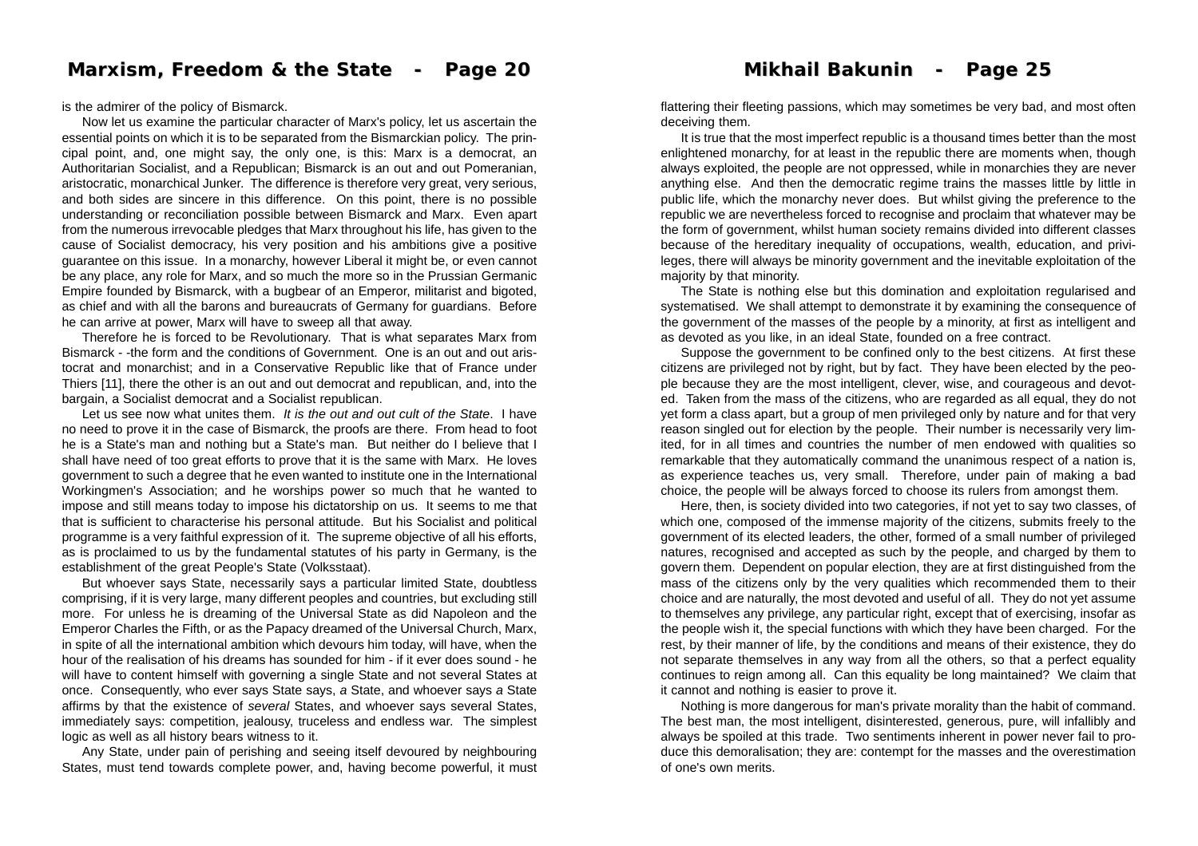is the admirer of the policy of Bismarck.

Now let us examine the particular character of Marx's policy, let us ascertain the essential points on which it is to be separated from the Bismarckian policy. The principal point, and, one might say, the only one, is this: Marx is a democrat, an Authoritarian Socialist, and a Republican; Bismarck is an out and out Pomeranian, aristocratic, monarchical Junker. The difference is therefore very great, very serious, and both sides are sincere in this difference. On this point, there is no possible understanding or reconciliation possible between Bismarck and Marx. Even apart from the numerous irrevocable pledges that Marx throughout his life, has given to the cause of Socialist democracy, his very position and his ambitions give a positive guarantee on this issue. In a monarchy, however Liberal it might be, or even cannot be any place, any role for Marx, and so much the more so in the Prussian Germanic Empire founded by Bismarck, with a bugbear of an Emperor, militarist and bigoted, as chief and with all the barons and bureaucrats of Germany for guardians. Before he can arrive at power, Marx will have to sweep all that away.

Therefore he is forced to be Revolutionary. That is what separates Marx from Bismarck - -the form and the conditions of Government. One is an out and out aristocrat and monarchist; and in a Conservative Republic like that of France under Thiers [11], there the other is an out and out democrat and republican, and, into the bargain, a Socialist democrat and a Socialist republican.

Let us see now what unites them. *It is the out and out cult of the State*. I have no need to prove it in the case of Bismarck, the proofs are there. From head to foot he is a State's man and nothing but a State's man. But neither do I believe that I shall have need of too great efforts to prove that it is the same with Marx. He loves government to such a degree that he even wanted to institute one in the International Workingmen's Association; and he worships power so much that he wanted to impose and still means today to impose his dictatorship on us. It seems to me that that is sufficient to characterise his personal attitude. But his Socialist and political programme is a very faithful expression of it. The supreme objective of all his efforts, as is proclaimed to us by the fundamental statutes of his party in Germany, is the establishment of the great People's State (Volksstaat).

But whoever says State, necessarily says a particular limited State, doubtless comprising, if it is very large, many different peoples and countries, but excluding still more. For unless he is dreaming of the Universal State as did Napoleon and the Emperor Charles the Fifth, or as the Papacy dreamed of the Universal Church, Marx, in spite of all the international ambition which devours him today, will have, when the hour of the realisation of his dreams has sounded for him - if it ever does sound - he will have to content himself with governing a single State and not several States at once. Consequently, who ever says State says, *a* State, and whoever says *a* State affirms by that the existence of *several* States, and whoever says several States, immediately says: competition, jealousy, truceless and endless war. The simplest logic as well as all history bears witness to it.

Any State, under pain of perishing and seeing itself devoured by neighbouring States, must tend towards complete power, and, having become powerful, it must

flattering their fleeting passions, which may sometimes be very bad, and most often deceiving them.

It is true that the most imperfect republic is a thousand times better than the most enlightened monarchy, for at least in the republic there are moments when, though always exploited, the people are not oppressed, while in monarchies they are never anything else. And then the democratic regime trains the masses little by little in public life, which the monarchy never does. But whilst giving the preference to the republic we are nevertheless forced to recognise and proclaim that whatever may be the form of government, whilst human society remains divided into different classes because of the hereditary inequality of occupations, wealth, education, and privileges, there will always be minority government and the inevitable exploitation of the majority by that minority.

The State is nothing else but this domination and exploitation regularised and systematised. We shall attempt to demonstrate it by examining the consequence of the government of the masses of the people by a minority, at first as intelligent and as devoted as you like, in an ideal State, founded on a free contract.

Suppose the government to be confined only to the best citizens. At first these citizens are privileged not by right, but by fact. They have been elected by the people because they are the most intelligent, clever, wise, and courageous and devoted. Taken from the mass of the citizens, who are regarded as all equal, they do not yet form a class apart, but a group of men privileged only by nature and for that very reason singled out for election by the people. Their number is necessarily very limited, for in all times and countries the number of men endowed with qualities so remarkable that they automatically command the unanimous respect of a nation is, as experience teaches us, very small. Therefore, under pain of making a bad choice, the people will be always forced to choose its rulers from amongst them.

Here, then, is society divided into two categories, if not yet to say two classes, of which one, composed of the immense majority of the citizens, submits freely to the government of its elected leaders, the other, formed of a small number of privileged natures, recognised and accepted as such by the people, and charged by them to govern them. Dependent on popular election, they are at first distinguished from the mass of the citizens only by the very qualities which recommended them to their choice and are naturally, the most devoted and useful of all. They do not yet assume to themselves any privilege, any particular right, except that of exercising, insofar as the people wish it, the special functions with which they have been charged. For the rest, by their manner of life, by the conditions and means of their existence, they do not separate themselves in any way from all the others, so that a perfect equality continues to reign among all. Can this equality be long maintained? We claim that it cannot and nothing is easier to prove it.

Nothing is more dangerous for man's private morality than the habit of command. The best man, the most intelligent, disinterested, generous, pure, will infallibly and always be spoiled at this trade. Two sentiments inherent in power never fail to produce this demoralisation; they are: contempt for the masses and the overestimation of one's own merits.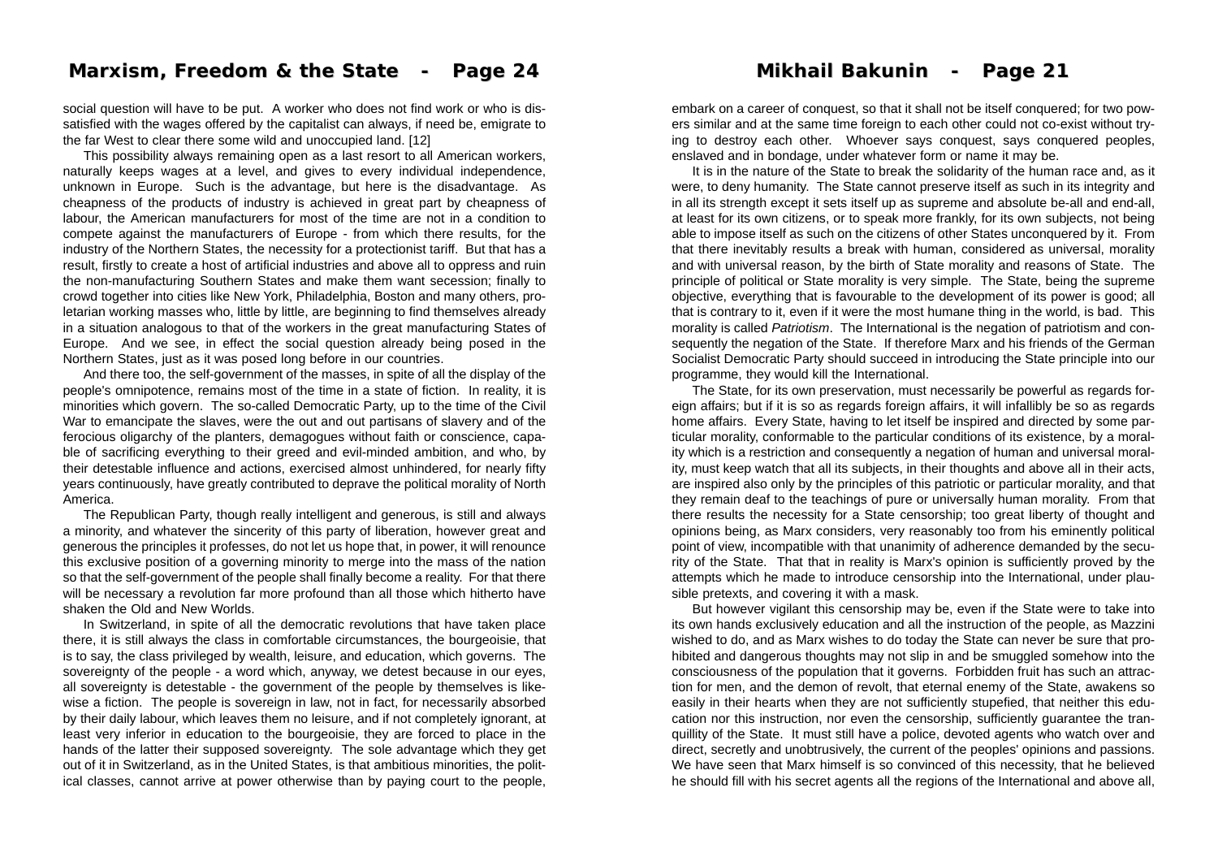social question will have to be put. A worker who does not find work or who is dissatisfied with the wages offered by the capitalist can always, if need be, emigrate to the far West to clear there some wild and unoccupied land. [12]

This possibility always remaining open as a last resort to all American workers, naturally keeps wages at a level, and gives to every individual independence, unknown in Europe. Such is the advantage, but here is the disadvantage. As cheapness of the products of industry is achieved in great part by cheapness of labour, the American manufacturers for most of the time are not in a condition to compete against the manufacturers of Europe - from which there results, for the industry of the Northern States, the necessity for a protectionist tariff. But that has a result, firstly to create a host of artificial industries and above all to oppress and ruin the non-manufacturing Southern States and make them want secession; finally to crowd together into cities like New York, Philadelphia, Boston and many others, proletarian working masses who, little by little, are beginning to find themselves already in a situation analogous to that of the workers in the great manufacturing States of Europe. And we see, in effect the social question already being posed in the Northern States, just as it was posed long before in our countries.

And there too, the self-government of the masses, in spite of all the display of the people's omnipotence, remains most of the time in a state of fiction. In reality, it is minorities which govern. The so-called Democratic Party, up to the time of the Civil War to emancipate the slaves, were the out and out partisans of slavery and of the ferocious oligarchy of the planters, demagogues without faith or conscience, capable of sacrificing everything to their greed and evil-minded ambition, and who, by their detestable influence and actions, exercised almost unhindered, for nearly fifty years continuously, have greatly contributed to deprave the political morality of North America.

The Republican Party, though really intelligent and generous, is still and always a minority, and whatever the sincerity of this party of liberation, however great and generous the principles it professes, do not let us hope that, in power, it will renounce this exclusive position of a governing minority to merge into the mass of the nation so that the self-government of the people shall finally become a reality. For that there will be necessary a revolution far more profound than all those which hitherto have shaken the Old and New Worlds.

In Switzerland, in spite of all the democratic revolutions that have taken place there, it is still always the class in comfortable circumstances, the bourgeoisie, that is to say, the class privileged by wealth, leisure, and education, which governs. The sovereignty of the people - a word which, anyway, we detest because in our eyes, all sovereignty is detestable - the government of the people by themselves is likewise a fiction. The people is sovereign in law, not in fact, for necessarily absorbed by their daily labour, which leaves them no leisure, and if not completely ignorant, at least very inferior in education to the bourgeoisie, they are forced to place in the hands of the latter their supposed sovereignty. The sole advantage which they get out of it in Switzerland, as in the United States, is that ambitious minorities, the political classes, cannot arrive at power otherwise than by paying court to the people,

embark on a career of conquest, so that it shall not be itself conquered; for two powers similar and at the same time foreign to each other could not co-exist without trying to destroy each other. Whoever says conquest, says conquered peoples, enslaved and in bondage, under whatever form or name it may be.

It is in the nature of the State to break the solidarity of the human race and, as it were, to deny humanity. The State cannot preserve itself as such in its integrity and in all its strength except it sets itself up as supreme and absolute be-all and end-all, at least for its own citizens, or to speak more frankly, for its own subjects, not being able to impose itself as such on the citizens of other States unconquered by it. From that there inevitably results a break with human, considered as universal, morality and with universal reason, by the birth of State morality and reasons of State. The principle of political or State morality is very simple. The State, being the supreme objective, everything that is favourable to the development of its power is good; all that is contrary to it, even if it were the most humane thing in the world, is bad. This morality is called *Patriotism*. The International is the negation of patriotism and consequently the negation of the State. If therefore Marx and his friends of the German Socialist Democratic Party should succeed in introducing the State principle into our programme, they would kill the International.

The State, for its own preservation, must necessarily be powerful as regards foreign affairs; but if it is so as regards foreign affairs, it will infallibly be so as regards home affairs. Every State, having to let itself be inspired and directed by some particular morality, conformable to the particular conditions of its existence, by a morality which is a restriction and consequently a negation of human and universal morality, must keep watch that all its subjects, in their thoughts and above all in their acts, are inspired also only by the principles of this patriotic or particular morality, and that they remain deaf to the teachings of pure or universally human morality. From that there results the necessity for a State censorship; too great liberty of thought and opinions being, as Marx considers, very reasonably too from his eminently political point of view, incompatible with that unanimity of adherence demanded by the security of the State. That that in reality is Marx's opinion is sufficiently proved by the attempts which he made to introduce censorship into the International, under plausible pretexts, and covering it with a mask.

But however vigilant this censorship may be, even if the State were to take into its own hands exclusively education and all the instruction of the people, as Mazzini wished to do, and as Marx wishes to do today the State can never be sure that prohibited and dangerous thoughts may not slip in and be smuggled somehow into the consciousness of the population that it governs. Forbidden fruit has such an attraction for men, and the demon of revolt, that eternal enemy of the State, awakens so easily in their hearts when they are not sufficiently stupefied, that neither this education nor this instruction, nor even the censorship, sufficiently guarantee the tranquillity of the State. It must still have a police, devoted agents who watch over and direct, secretly and unobtrusively, the current of the peoples' opinions and passions. We have seen that Marx himself is so convinced of this necessity, that he believed he should fill with his secret agents all the regions of the International and above all,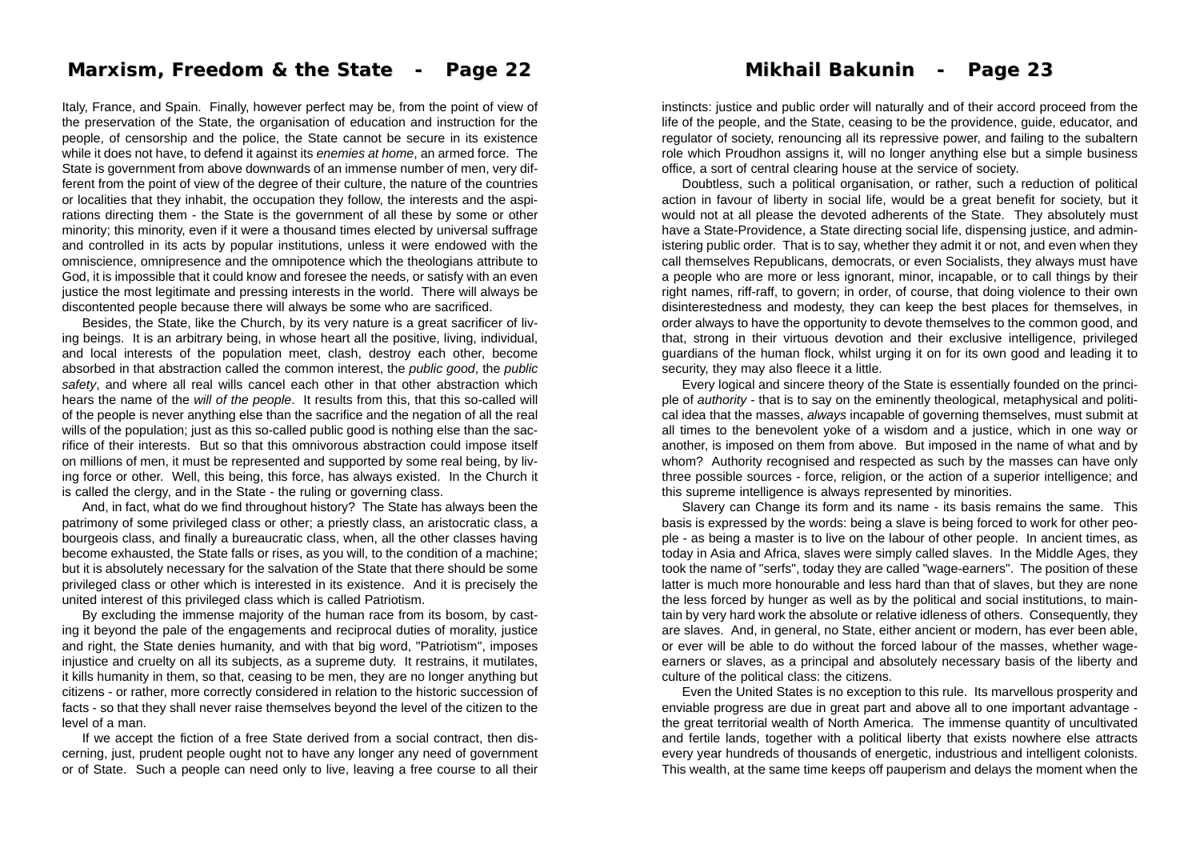Italy, France, and Spain. Finally, however perfect may be, from the point of view of the preservation of the State, the organisation of education and instruction for the people, of censorship and the police, the State cannot be secure in its existence while it does not have, to defend it against its *enemies at home*, an armed force. The State is government from above downwards of an immense number of men, very different from the point of view of the degree of their culture, the nature of the countries or localities that they inhabit, the occupation they follow, the interests and the aspirations directing them - the State is the government of all these by some or other minority; this minority, even if it were a thousand times elected by universal suffrage and controlled in its acts by popular institutions, unless it were endowed with the omniscience, omnipresence and the omnipotence which the theologians attribute to God, it is impossible that it could know and foresee the needs, or satisfy with an even justice the most legitimate and pressing interests in the world. There will always be discontented people because there will always be some who are sacrificed.

Besides, the State, like the Church, by its very nature is a great sacrificer of living beings. It is an arbitrary being, in whose heart all the positive, living, individual, and local interests of the population meet, clash, destroy each other, become absorbed in that abstraction called the common interest, the *public good*, the *public safety*, and where all real wills cancel each other in that other abstraction which hears the name of the *will of the people*. It results from this, that this so-called will of the people is never anything else than the sacrifice and the negation of all the real wills of the population; just as this so-called public good is nothing else than the sacrifice of their interests. But so that this omnivorous abstraction could impose itself on millions of men, it must be represented and supported by some real being, by living force or other. Well, this being, this force, has always existed. In the Church it is called the clergy, and in the State - the ruling or governing class.

And, in fact, what do we find throughout history? The State has always been the patrimony of some privileged class or other; a priestly class, an aristocratic class, a bourgeois class, and finally a bureaucratic class, when, all the other classes having become exhausted, the State falls or rises, as you will, to the condition of a machine; but it is absolutely necessary for the salvation of the State that there should be some privileged class or other which is interested in its existence. And it is precisely the united interest of this privileged class which is called Patriotism.

By excluding the immense majority of the human race from its bosom, by casting it beyond the pale of the engagements and reciprocal duties of morality, justice and right, the State denies humanity, and with that big word, "Patriotism", imposes injustice and cruelty on all its subjects, as a supreme duty. It restrains, it mutilates, it kills humanity in them, so that, ceasing to be men, they are no longer anything but citizens - or rather, more correctly considered in relation to the historic succession of facts - so that they shall never raise themselves beyond the level of the citizen to the level of a man.

If we accept the fiction of a free State derived from a social contract, then discerning, just, prudent people ought not to have any longer any need of government or of State. Such a people can need only to live, leaving a free course to all their instincts: justice and public order will naturally and of their accord proceed from the life of the people, and the State, ceasing to be the providence, guide, educator, and regulator of society, renouncing all its repressive power, and failing to the subaltern role which Proudhon assigns it, will no longer anything else but a simple business office, a sort of central clearing house at the service of society.

Doubtless, such a political organisation, or rather, such a reduction of political action in favour of liberty in social life, would be a great benefit for society, but it would not at all please the devoted adherents of the State. They absolutely must have a State-Providence, a State directing social life, dispensing justice, and administering public order. That is to say, whether they admit it or not, and even when they call themselves Republicans, democrats, or even Socialists, they always must have a people who are more or less ignorant, minor, incapable, or to call things by their right names, riff-raff, to govern; in order, of course, that doing violence to their own disinterestedness and modesty, they can keep the best places for themselves, in order always to have the opportunity to devote themselves to the common good, and that, strong in their virtuous devotion and their exclusive intelligence, privileged guardians of the human flock, whilst urging it on for its own good and leading it to security, they may also fleece it a little.

Every logical and sincere theory of the State is essentially founded on the principle of *authority* - that is to say on the eminently theological, metaphysical and political idea that the masses, *always* incapable of governing themselves, must submit at all times to the benevolent yoke of a wisdom and a justice, which in one way or another, is imposed on them from above. But imposed in the name of what and by whom? Authority recognised and respected as such by the masses can have only three possible sources - force, religion, or the action of a superior intelligence; and this supreme intelligence is always represented by minorities.

Slavery can Change its form and its name - its basis remains the same. This basis is expressed by the words: being a slave is being forced to work for other people - as being a master is to live on the labour of other people. In ancient times, as today in Asia and Africa, slaves were simply called slaves. In the Middle Ages, they took the name of "serfs", today they are called "wage-earners". The position of these latter is much more honourable and less hard than that of slaves, but they are none the less forced by hunger as well as by the political and social institutions, to maintain by very hard work the absolute or relative idleness of others. Consequently, they are slaves. And, in general, no State, either ancient or modern, has ever been able, or ever will be able to do without the forced labour of the masses, whether wage-earners or slaves, as a principal and absolutely necessary basis of the liberty and culture of the political class: the citizens.

Even the United States is no exception to this rule. Its marvellous prosperity and enviable progress are due in great part and above all to one important advantage - the great territorial wealth of North America. The immense quantity of uncultivated and fertile lands, together with a political liberty that exists nowhere else attracts every year hundreds of thousands of energetic, industrious and intelligent colonists. This wealth, at the same time keeps off pauperism and delays the moment when the